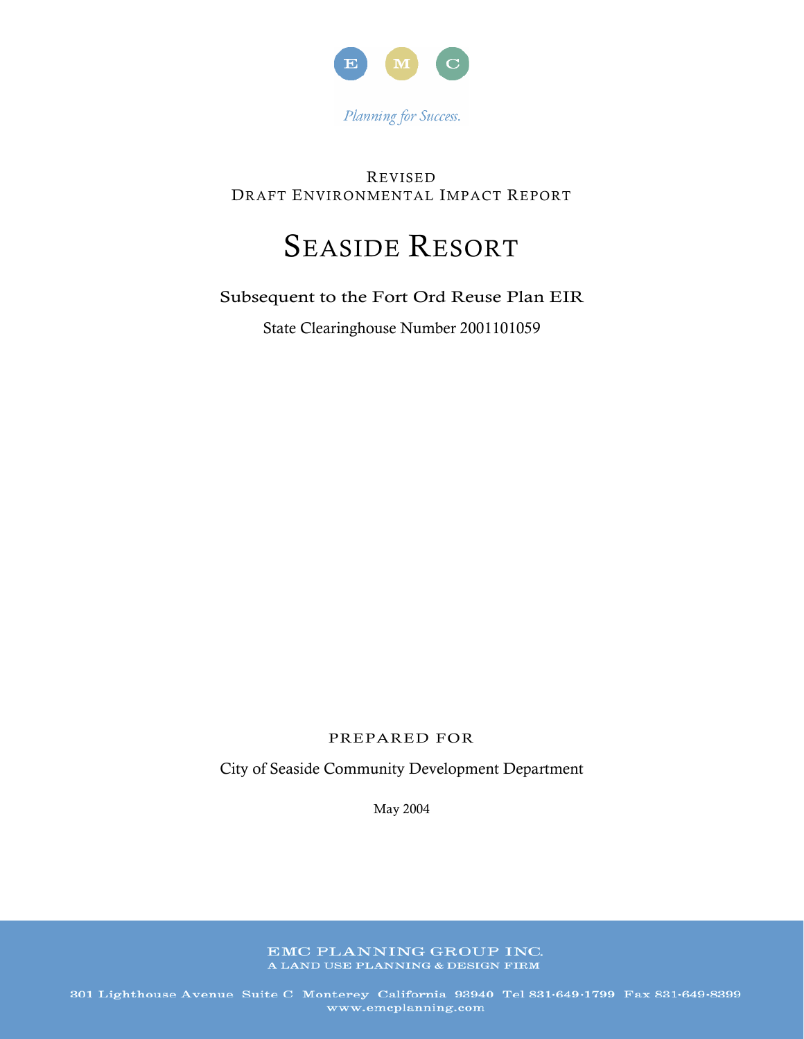E M C

*Planning for Success.*

REVISED
DRAFT ENVIRONMENTAL IMPACT REPORT

# SEASIDE RESORT

Subsequent to the Fort Ord Reuse Plan EIR

State Clearinghouse Number 2001101059

PREPARED FOR

City of Seaside Community Development Department

May 2004

EMC PLANNING GROUP INC.
A LAND USE PLANNING & DESIGN FIRM

301 Lighthouse Avenue Suite C Monterey California 93940 Tel 831·649·1799 Fax 831·649·8399
www.emcplanning.com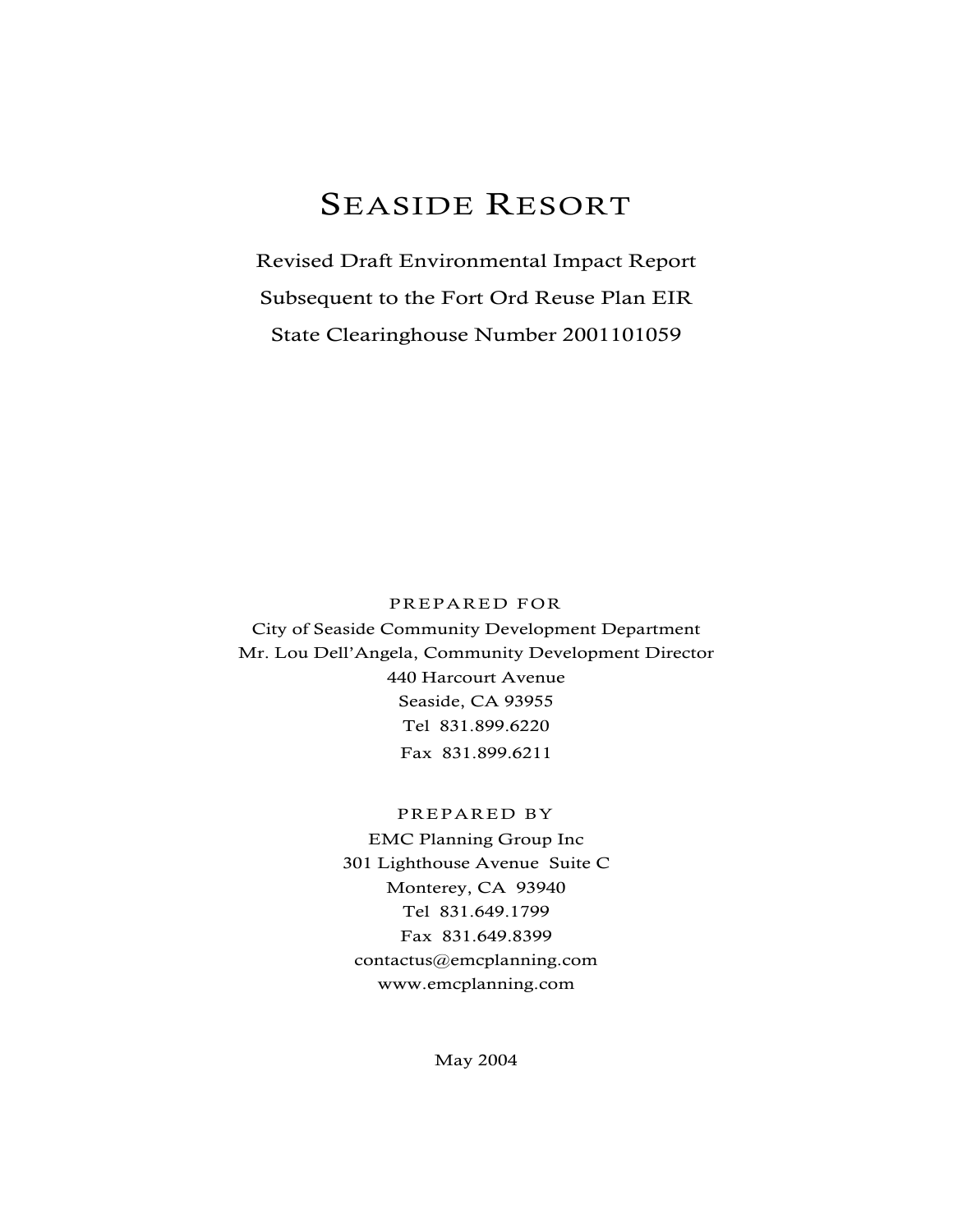# SEASIDE RESORT

Revised Draft Environmental Impact Report

Subsequent to the Fort Ord Reuse Plan EIR

State Clearinghouse Number 2001101059

PREPARED FOR

City of Seaside Community Development Department

Mr. Lou Dell'Angela, Community Development Director

440 Harcourt Avenue

Seaside, CA 93955

Tel 831.899.6220

Fax 831.899.6211

PREPARED BY

EMC Planning Group Inc

301 Lighthouse Avenue Suite C

Monterey, CA 93940

Tel 831.649.1799

Fax 831.649.8399

contactus@emcplanning.com

www.emcplanning.com

May 2004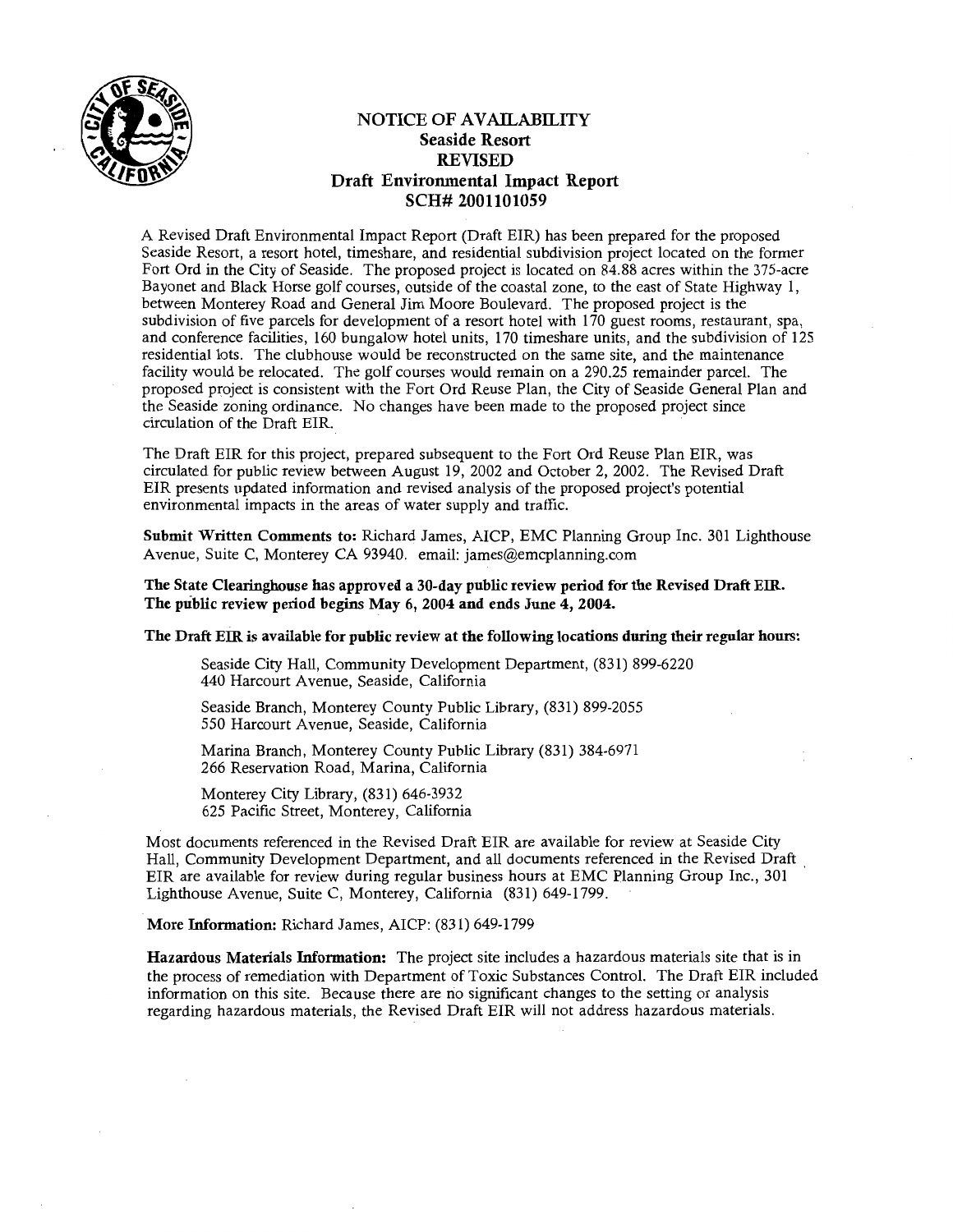# NOTICE OF AVAILABILITY

## Seaside Resort

## REVISED

## Draft Environmental Impact Report

## SCH# 2001101059

A Revised Draft Environmental Impact Report (Draft EIR) has been prepared for the proposed Seaside Resort, a resort hotel, timeshare, and residential subdivision project located on the former Fort Ord in the City of Seaside. The proposed project is located on 84.88 acres within the 375-acre Bayonet and Black Horse golf courses, outside of the coastal zone, to the east of State Highway 1, between Monterey Road and General Jim Moore Boulevard. The proposed project is the subdivision of five parcels for development of a resort hotel with 170 guest rooms, restaurant, spa, and conference facilities, 160 bungalow hotel units, 170 timeshare units, and the subdivision of 125 residential lots. The clubhouse would be reconstructed on the same site, and the maintenance facility would be relocated. The golf courses would remain on a 290.25 remainder parcel. The proposed project is consistent with the Fort Ord Reuse Plan, the City of Seaside General Plan and the Seaside zoning ordinance. No changes have been made to the proposed project since circulation of the Draft EIR.

The Draft EIR for this project, prepared subsequent to the Fort Ord Reuse Plan EIR, was circulated for public review between August 19, 2002 and October 2, 2002. The Revised Draft EIR presents updated information and revised analysis of the proposed project's potential environmental impacts in the areas of water supply and traffic.

**Submit Written Comments to:** Richard James, AICP, EMC Planning Group Inc. 301 Lighthouse Avenue, Suite C, Monterey CA 93940. email: james@emcplanning.com

**The State Clearinghouse has approved a 30-day public review period for the Revised Draft EIR. The public review period begins May 6, 2004 and ends June 4, 2004.**

**The Draft EIR is available for public review at the following locations during their regular hours:**

Seaside City Hall, Community Development Department, (831) 899-6220
440 Harcourt Avenue, Seaside, California

Seaside Branch, Monterey County Public Library, (831) 899-2055
550 Harcourt Avenue, Seaside, California

Marina Branch, Monterey County Public Library (831) 384-6971
266 Reservation Road, Marina, California

Monterey City Library, (831) 646-3932
625 Pacific Street, Monterey, California

Most documents referenced in the Revised Draft EIR are available for review at Seaside City Hall, Community Development Department, and all documents referenced in the Revised Draft EIR are available for review during regular business hours at EMC Planning Group Inc., 301 Lighthouse Avenue, Suite C, Monterey, California (831) 649-1799.

**More Information:** Richard James, AICP: (831) 649-1799

**Hazardous Materials Information:** The project site includes a hazardous materials site that is in the process of remediation with Department of Toxic Substances Control. The Draft EIR included information on this site. Because there are no significant changes to the setting or analysis regarding hazardous materials, the Revised Draft EIR will not address hazardous materials.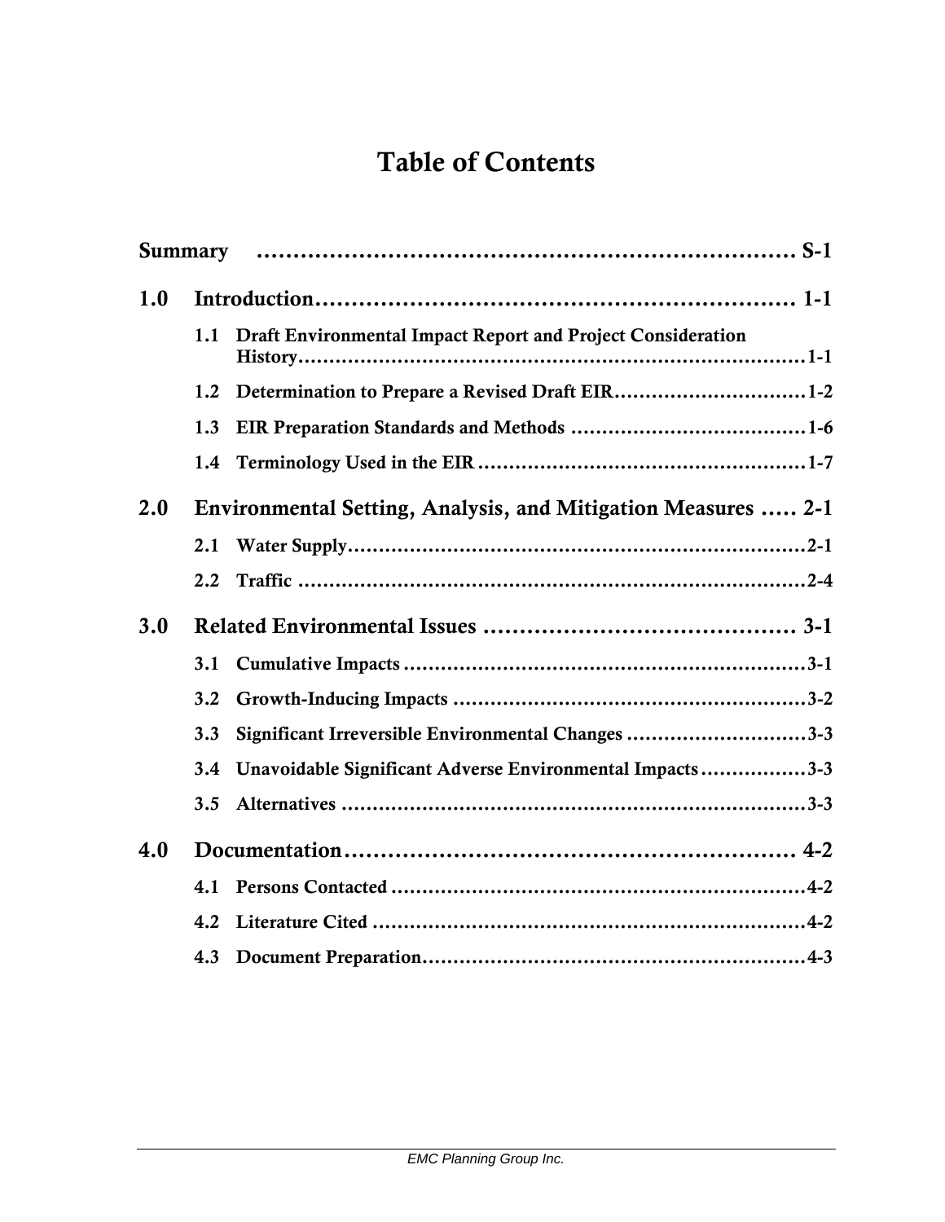# Table of Contents

**Summary** ........................................................................ S-1

**1.0 Introduction** ............................................................ 1-1

- 1.1 Draft Environmental Impact Report and Project Consideration History ........................................................................ 1-1
- 1.2 Determination to Prepare a Revised Draft EIR ........................ 1-2
- 1.3 EIR Preparation Standards and Methods .............................. 1-6
- 1.4 Terminology Used in the EIR ................................................ 1-7

**2.0 Environmental Setting, Analysis, and Mitigation Measures** ..... 2-1

- 2.1 Water Supply ........................................................................ 2-1
- 2.2 Traffic ................................................................................... 2-4

**3.0 Related Environmental Issues** ......................................... 3-1

- 3.1 Cumulative Impacts ............................................................... 3-1
- 3.2 Growth-Inducing Impacts ....................................................... 3-2
- 3.3 Significant Irreversible Environmental Changes ..................... 3-3
- 3.4 Unavoidable Significant Adverse Environmental Impacts ........ 3-3
- 3.5 Alternatives .......................................................................... 3-3

**4.0 Documentation** ................................................................ 4-2

- 4.1 Persons Contacted ................................................................ 4-2
- 4.2 Literature Cited .................................................................... 4-2
- 4.3 Document Preparation .......................................................... 4-3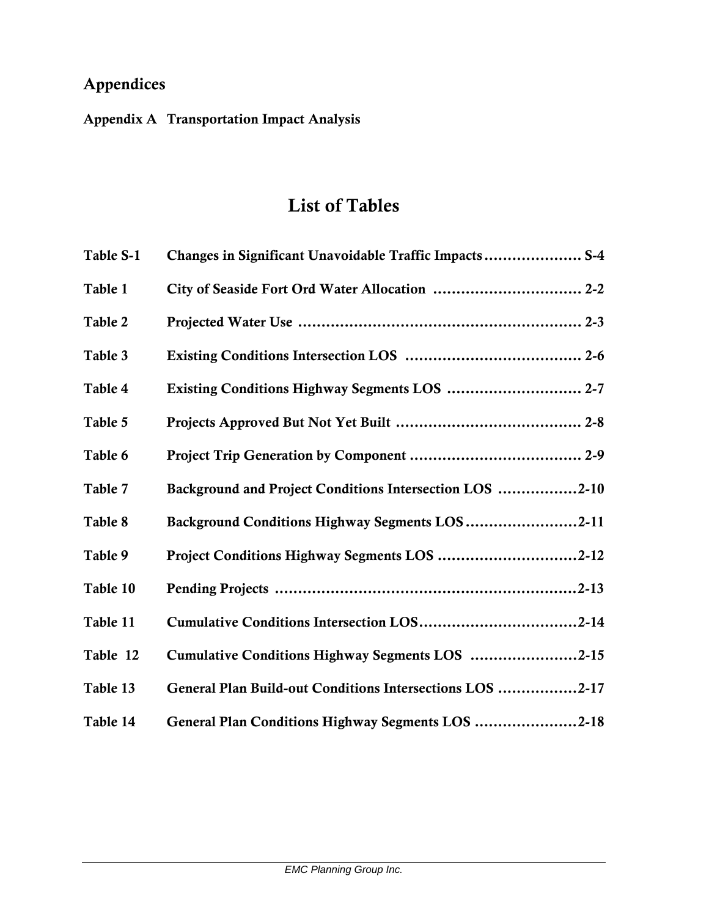## Appendices

**Appendix A Transportation Impact Analysis**

# List of Tables

| | | |
|---|---|---|
| Table S-1 | Changes in Significant Unavoidable Traffic Impacts | S-4 |
| Table 1 | City of Seaside Fort Ord Water Allocation | 2-2 |
| Table 2 | Projected Water Use | 2-3 |
| Table 3 | Existing Conditions Intersection LOS | 2-6 |
| Table 4 | Existing Conditions Highway Segments LOS | 2-7 |
| Table 5 | Projects Approved But Not Yet Built | 2-8 |
| Table 6 | Project Trip Generation by Component | 2-9 |
| Table 7 | Background and Project Conditions Intersection LOS | 2-10 |
| Table 8 | Background Conditions Highway Segments LOS | 2-11 |
| Table 9 | Project Conditions Highway Segments LOS | 2-12 |
| Table 10 | Pending Projects | 2-13 |
| Table 11 | Cumulative Conditions Intersection LOS | 2-14 |
| Table 12 | Cumulative Conditions Highway Segments LOS | 2-15 |
| Table 13 | General Plan Build-out Conditions Intersections LOS | 2-17 |
| Table 14 | General Plan Conditions Highway Segments LOS | 2-18 |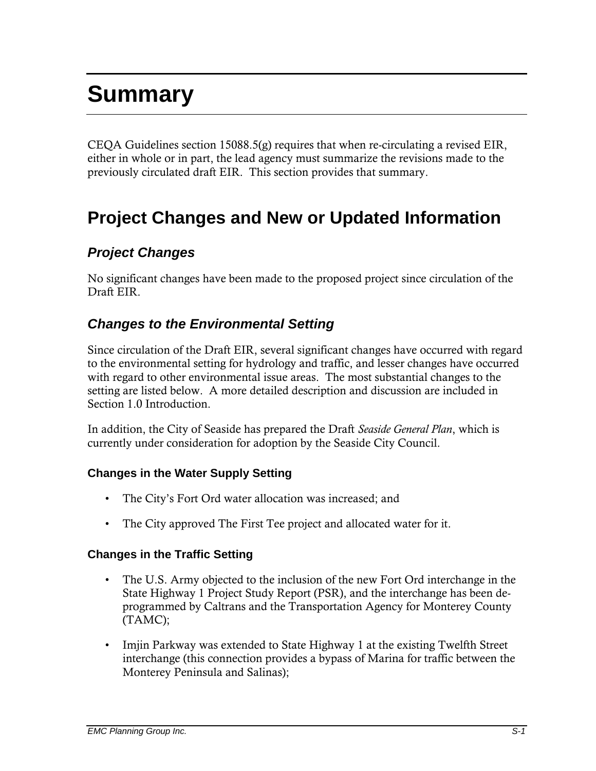# Summary

CEQA Guidelines section 15088.5(g) requires that when re-circulating a revised EIR, either in whole or in part, the lead agency must summarize the revisions made to the previously circulated draft EIR.  This section provides that summary.

## Project Changes and New or Updated Information

### *Project Changes*

No significant changes have been made to the proposed project since circulation of the Draft EIR.

### *Changes to the Environmental Setting*

Since circulation of the Draft EIR, several significant changes have occurred with regard to the environmental setting for hydrology and traffic, and lesser changes have occurred with regard to other environmental issue areas.  The most substantial changes to the setting are listed below.  A more detailed description and discussion are included in Section 1.0 Introduction.

In addition, the City of Seaside has prepared the Draft *Seaside General Plan*, which is currently under consideration for adoption by the Seaside City Council.

#### Changes in the Water Supply Setting

- The City's Fort Ord water allocation was increased; and
- The City approved The First Tee project and allocated water for it.

#### Changes in the Traffic Setting

- The U.S. Army objected to the inclusion of the new Fort Ord interchange in the State Highway 1 Project Study Report (PSR), and the interchange has been de-programmed by Caltrans and the Transportation Agency for Monterey County (TAMC);
- Imjin Parkway was extended to State Highway 1 at the existing Twelfth Street interchange (this connection provides a bypass of Marina for traffic between the Monterey Peninsula and Salinas);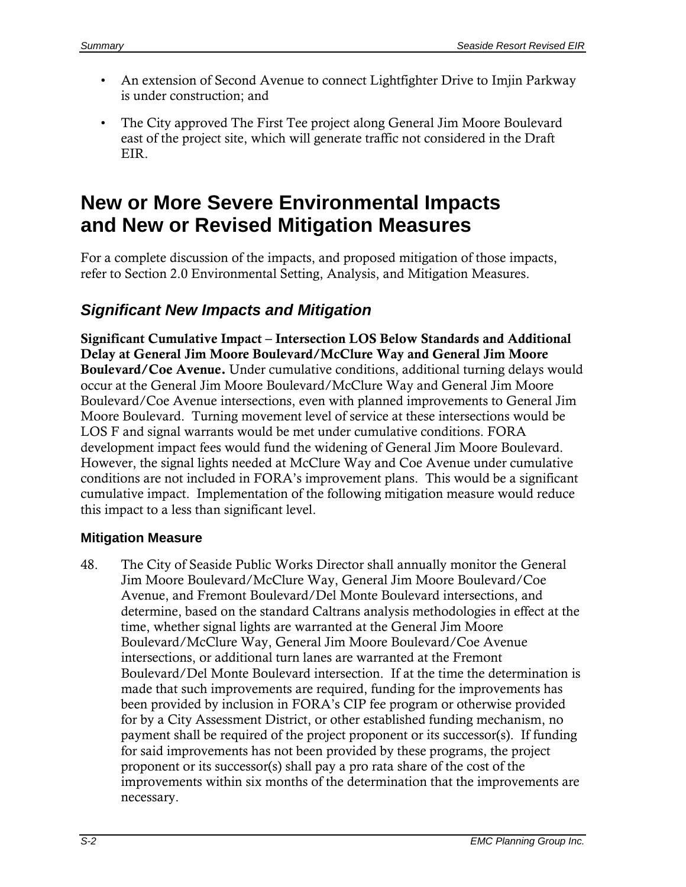- An extension of Second Avenue to connect Lightfighter Drive to Imjin Parkway is under construction; and
- The City approved The First Tee project along General Jim Moore Boulevard east of the project site, which will generate traffic not considered in the Draft EIR.

# New or More Severe Environmental Impacts and New or Revised Mitigation Measures

For a complete discussion of the impacts, and proposed mitigation of those impacts, refer to Section 2.0 Environmental Setting, Analysis, and Mitigation Measures.

## *Significant New Impacts and Mitigation*

**Significant Cumulative Impact – Intersection LOS Below Standards and Additional Delay at General Jim Moore Boulevard/McClure Way and General Jim Moore Boulevard/Coe Avenue.** Under cumulative conditions, additional turning delays would occur at the General Jim Moore Boulevard/McClure Way and General Jim Moore Boulevard/Coe Avenue intersections, even with planned improvements to General Jim Moore Boulevard. Turning movement level of service at these intersections would be LOS F and signal warrants would be met under cumulative conditions. FORA development impact fees would fund the widening of General Jim Moore Boulevard. However, the signal lights needed at McClure Way and Coe Avenue under cumulative conditions are not included in FORA's improvement plans. This would be a significant cumulative impact. Implementation of the following mitigation measure would reduce this impact to a less than significant level.

### Mitigation Measure

48. The City of Seaside Public Works Director shall annually monitor the General Jim Moore Boulevard/McClure Way, General Jim Moore Boulevard/Coe Avenue, and Fremont Boulevard/Del Monte Boulevard intersections, and determine, based on the standard Caltrans analysis methodologies in effect at the time, whether signal lights are warranted at the General Jim Moore Boulevard/McClure Way, General Jim Moore Boulevard/Coe Avenue intersections, or additional turn lanes are warranted at the Fremont Boulevard/Del Monte Boulevard intersection. If at the time the determination is made that such improvements are required, funding for the improvements has been provided by inclusion in FORA's CIP fee program or otherwise provided for by a City Assessment District, or other established funding mechanism, no payment shall be required of the project proponent or its successor(s). If funding for said improvements has not been provided by these programs, the project proponent or its successor(s) shall pay a pro rata share of the cost of the improvements within six months of the determination that the improvements are necessary.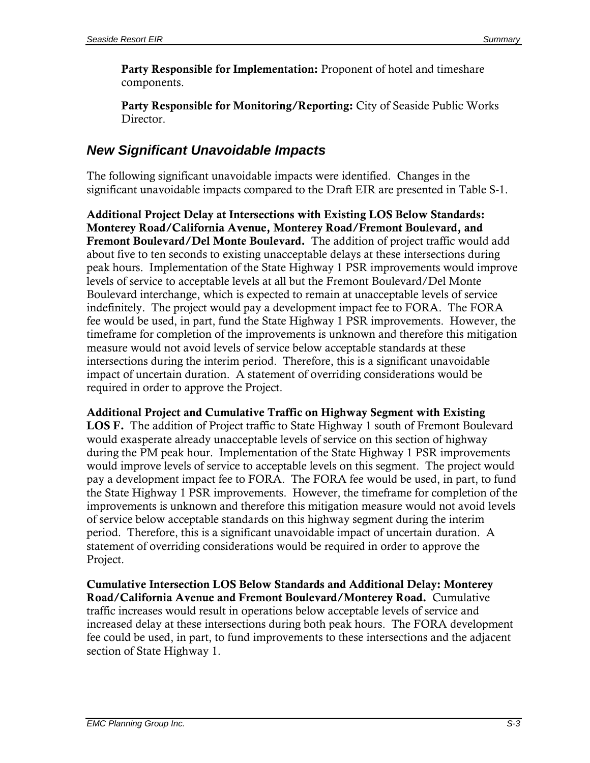**Party Responsible for Implementation:** Proponent of hotel and timeshare components.

**Party Responsible for Monitoring/Reporting:** City of Seaside Public Works Director.

## *New Significant Unavoidable Impacts*

The following significant unavoidable impacts were identified. Changes in the significant unavoidable impacts compared to the Draft EIR are presented in Table S-1.

**Additional Project Delay at Intersections with Existing LOS Below Standards: Monterey Road/California Avenue, Monterey Road/Fremont Boulevard, and Fremont Boulevard/Del Monte Boulevard.** The addition of project traffic would add about five to ten seconds to existing unacceptable delays at these intersections during peak hours. Implementation of the State Highway 1 PSR improvements would improve levels of service to acceptable levels at all but the Fremont Boulevard/Del Monte Boulevard interchange, which is expected to remain at unacceptable levels of service indefinitely. The project would pay a development impact fee to FORA. The FORA fee would be used, in part, fund the State Highway 1 PSR improvements. However, the timeframe for completion of the improvements is unknown and therefore this mitigation measure would not avoid levels of service below acceptable standards at these intersections during the interim period. Therefore, this is a significant unavoidable impact of uncertain duration. A statement of overriding considerations would be required in order to approve the Project.

**Additional Project and Cumulative Traffic on Highway Segment with Existing LOS F.** The addition of Project traffic to State Highway 1 south of Fremont Boulevard would exasperate already unacceptable levels of service on this section of highway during the PM peak hour. Implementation of the State Highway 1 PSR improvements would improve levels of service to acceptable levels on this segment. The project would pay a development impact fee to FORA. The FORA fee would be used, in part, to fund the State Highway 1 PSR improvements. However, the timeframe for completion of the improvements is unknown and therefore this mitigation measure would not avoid levels of service below acceptable standards on this highway segment during the interim period. Therefore, this is a significant unavoidable impact of uncertain duration. A statement of overriding considerations would be required in order to approve the Project.

**Cumulative Intersection LOS Below Standards and Additional Delay: Monterey Road/California Avenue and Fremont Boulevard/Monterey Road.** Cumulative traffic increases would result in operations below acceptable levels of service and increased delay at these intersections during both peak hours. The FORA development fee could be used, in part, to fund improvements to these intersections and the adjacent section of State Highway 1.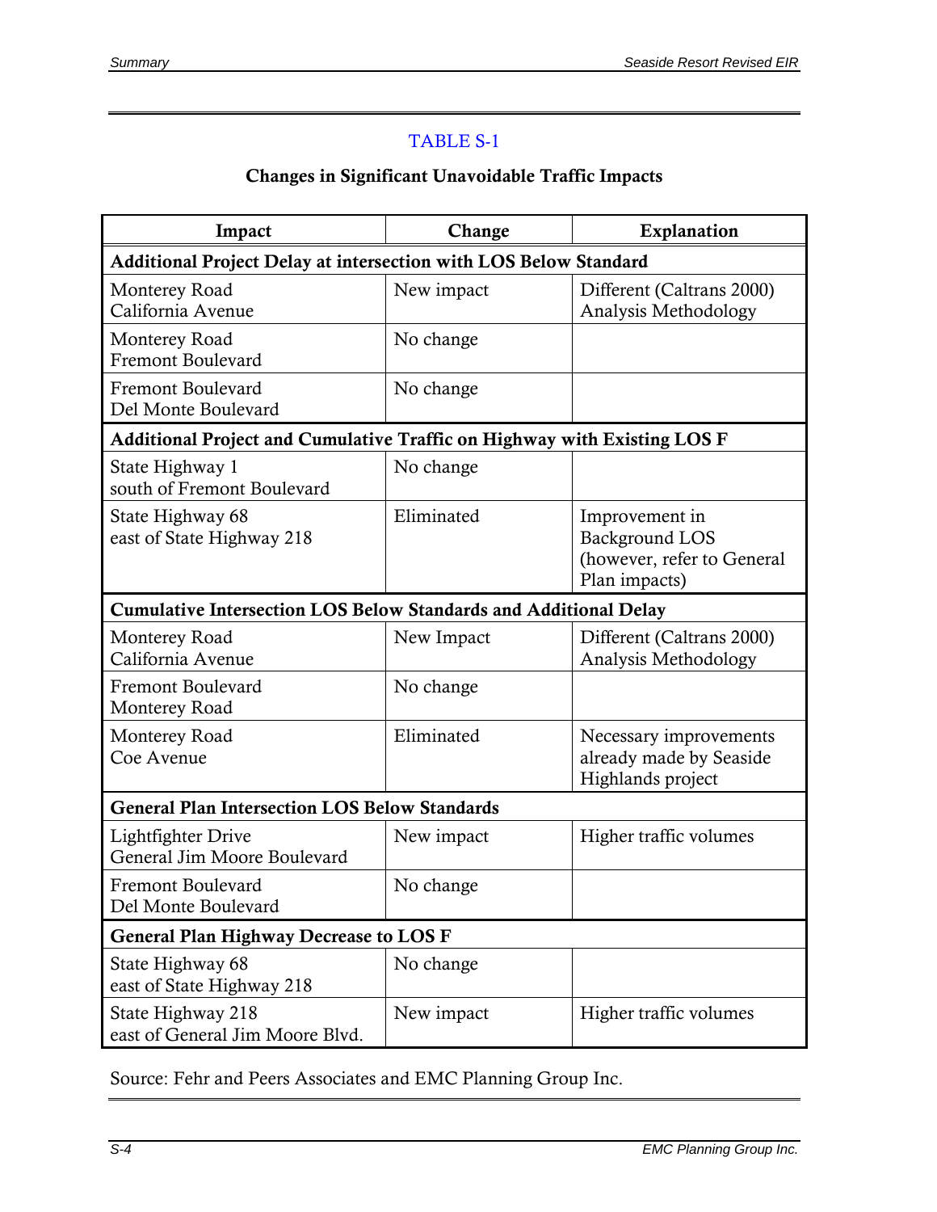TABLE S-1

**Changes in Significant Unavoidable Traffic Impacts**

| Impact | Change | Explanation |
|---|---|---|
| **Additional Project Delay at intersection with LOS Below Standard** | | |
| Monterey Road<br>California Avenue | New impact | Different (Caltrans 2000) Analysis Methodology |
| Monterey Road<br>Fremont Boulevard | No change | |
| Fremont Boulevard<br>Del Monte Boulevard | No change | |
| **Additional Project and Cumulative Traffic on Highway with Existing LOS F** | | |
| State Highway 1<br>south of Fremont Boulevard | No change | |
| State Highway 68<br>east of State Highway 218 | Eliminated | Improvement in Background LOS (however, refer to General Plan impacts) |
| **Cumulative Intersection LOS Below Standards and Additional Delay** | | |
| Monterey Road<br>California Avenue | New Impact | Different (Caltrans 2000) Analysis Methodology |
| Fremont Boulevard<br>Monterey Road | No change | |
| Monterey Road<br>Coe Avenue | Eliminated | Necessary improvements already made by Seaside Highlands project |
| **General Plan Intersection LOS Below Standards** | | |
| Lightfighter Drive<br>General Jim Moore Boulevard | New impact | Higher traffic volumes |
| Fremont Boulevard<br>Del Monte Boulevard | No change | |
| **General Plan Highway Decrease to LOS F** | | |
| State Highway 68<br>east of State Highway 218 | No change | |
| State Highway 218<br>east of General Jim Moore Blvd. | New impact | Higher traffic volumes |

Source: Fehr and Peers Associates and EMC Planning Group Inc.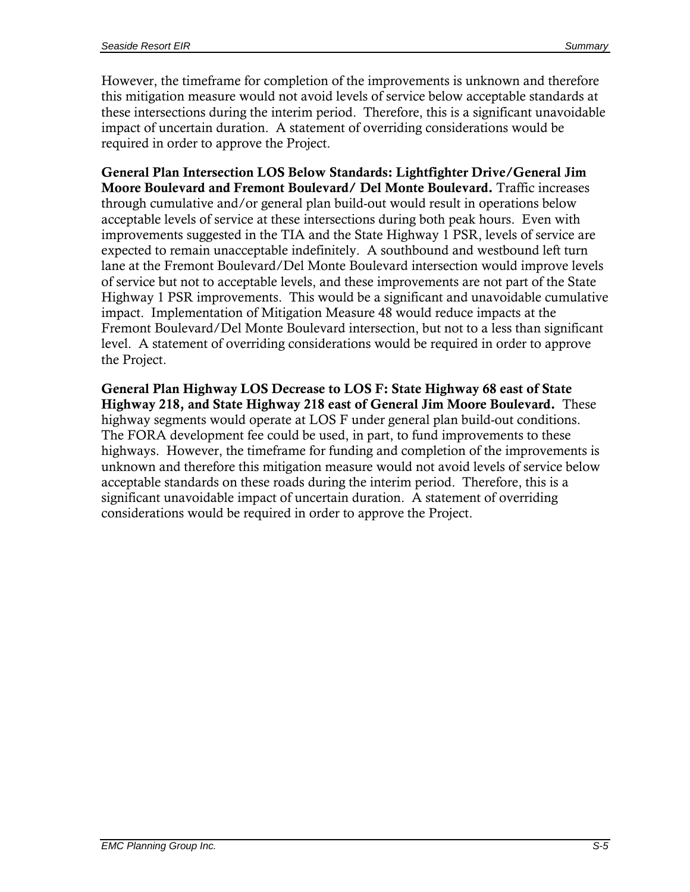However, the timeframe for completion of the improvements is unknown and therefore this mitigation measure would not avoid levels of service below acceptable standards at these intersections during the interim period. Therefore, this is a significant unavoidable impact of uncertain duration. A statement of overriding considerations would be required in order to approve the Project.

**General Plan Intersection LOS Below Standards: Lightfighter Drive/General Jim Moore Boulevard and Fremont Boulevard/ Del Monte Boulevard.** Traffic increases through cumulative and/or general plan build-out would result in operations below acceptable levels of service at these intersections during both peak hours. Even with improvements suggested in the TIA and the State Highway 1 PSR, levels of service are expected to remain unacceptable indefinitely. A southbound and westbound left turn lane at the Fremont Boulevard/Del Monte Boulevard intersection would improve levels of service but not to acceptable levels, and these improvements are not part of the State Highway 1 PSR improvements. This would be a significant and unavoidable cumulative impact. Implementation of Mitigation Measure 48 would reduce impacts at the Fremont Boulevard/Del Monte Boulevard intersection, but not to a less than significant level. A statement of overriding considerations would be required in order to approve the Project.

**General Plan Highway LOS Decrease to LOS F: State Highway 68 east of State Highway 218, and State Highway 218 east of General Jim Moore Boulevard.** These highway segments would operate at LOS F under general plan build-out conditions. The FORA development fee could be used, in part, to fund improvements to these highways. However, the timeframe for funding and completion of the improvements is unknown and therefore this mitigation measure would not avoid levels of service below acceptable standards on these roads during the interim period. Therefore, this is a significant unavoidable impact of uncertain duration. A statement of overriding considerations would be required in order to approve the Project.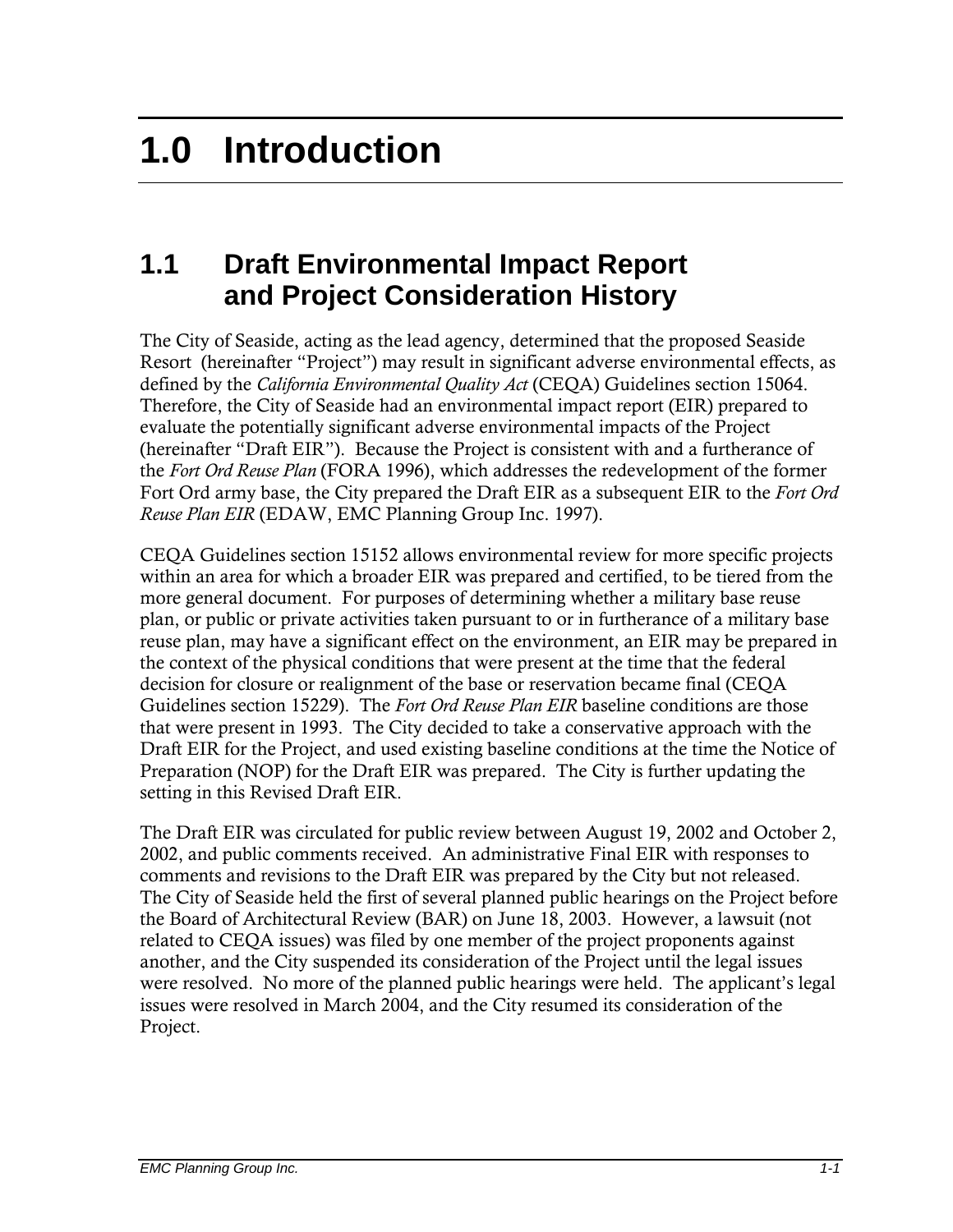# 1.0 Introduction

## 1.1 Draft Environmental Impact Report and Project Consideration History

The City of Seaside, acting as the lead agency, determined that the proposed Seaside Resort (hereinafter "Project") may result in significant adverse environmental effects, as defined by the *California Environmental Quality Act* (CEQA) Guidelines section 15064. Therefore, the City of Seaside had an environmental impact report (EIR) prepared to evaluate the potentially significant adverse environmental impacts of the Project (hereinafter "Draft EIR"). Because the Project is consistent with and a furtherance of the *Fort Ord Reuse Plan* (FORA 1996), which addresses the redevelopment of the former Fort Ord army base, the City prepared the Draft EIR as a subsequent EIR to the *Fort Ord Reuse Plan EIR* (EDAW, EMC Planning Group Inc. 1997).

CEQA Guidelines section 15152 allows environmental review for more specific projects within an area for which a broader EIR was prepared and certified, to be tiered from the more general document. For purposes of determining whether a military base reuse plan, or public or private activities taken pursuant to or in furtherance of a military base reuse plan, may have a significant effect on the environment, an EIR may be prepared in the context of the physical conditions that were present at the time that the federal decision for closure or realignment of the base or reservation became final (CEQA Guidelines section 15229). The *Fort Ord Reuse Plan EIR* baseline conditions are those that were present in 1993. The City decided to take a conservative approach with the Draft EIR for the Project, and used existing baseline conditions at the time the Notice of Preparation (NOP) for the Draft EIR was prepared. The City is further updating the setting in this Revised Draft EIR.

The Draft EIR was circulated for public review between August 19, 2002 and October 2, 2002, and public comments received. An administrative Final EIR with responses to comments and revisions to the Draft EIR was prepared by the City but not released. The City of Seaside held the first of several planned public hearings on the Project before the Board of Architectural Review (BAR) on June 18, 2003. However, a lawsuit (not related to CEQA issues) was filed by one member of the project proponents against another, and the City suspended its consideration of the Project until the legal issues were resolved. No more of the planned public hearings were held. The applicant's legal issues were resolved in March 2004, and the City resumed its consideration of the Project.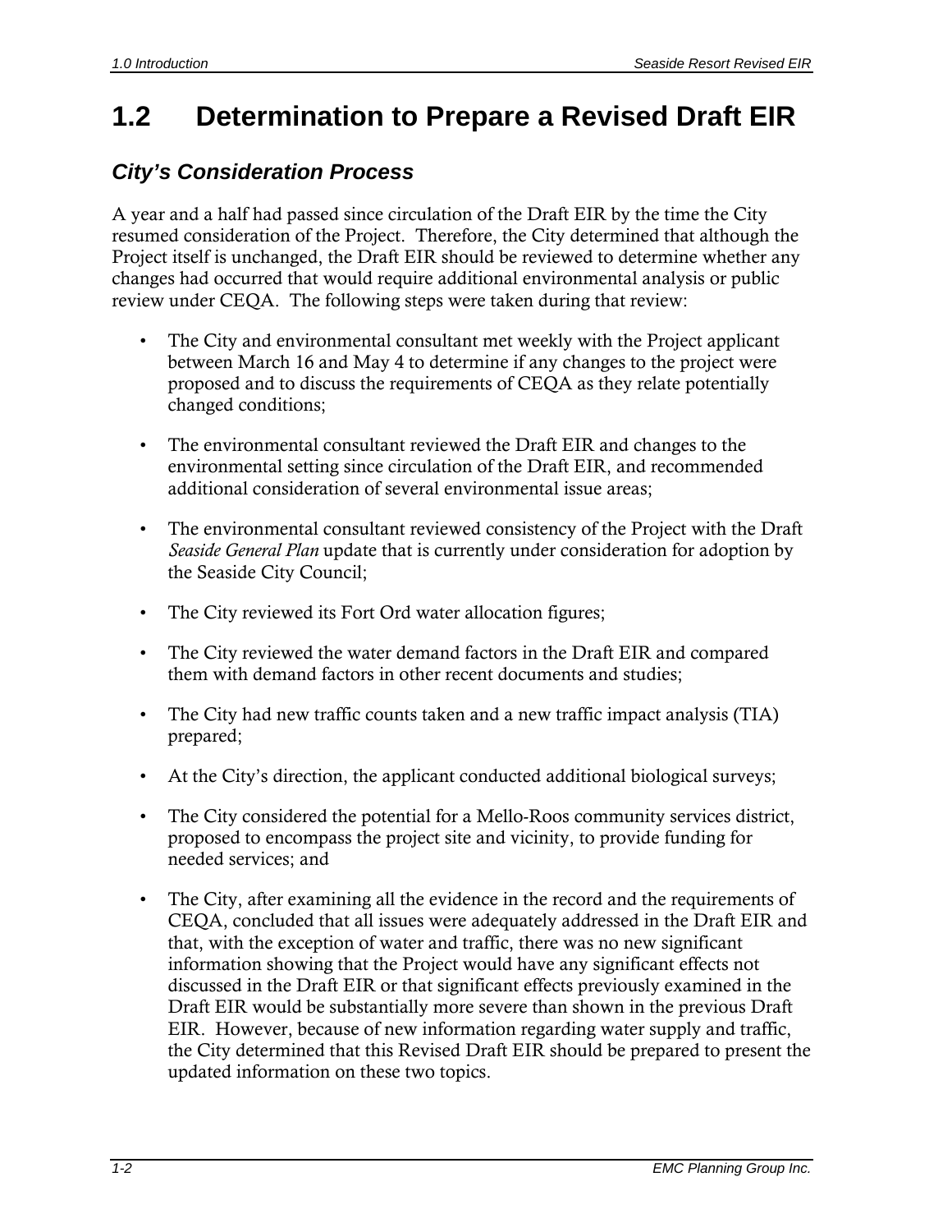# 1.2 Determination to Prepare a Revised Draft EIR

## *City's Consideration Process*

A year and a half had passed since circulation of the Draft EIR by the time the City resumed consideration of the Project. Therefore, the City determined that although the Project itself is unchanged, the Draft EIR should be reviewed to determine whether any changes had occurred that would require additional environmental analysis or public review under CEQA. The following steps were taken during that review:

- The City and environmental consultant met weekly with the Project applicant between March 16 and May 4 to determine if any changes to the project were proposed and to discuss the requirements of CEQA as they relate potentially changed conditions;
- The environmental consultant reviewed the Draft EIR and changes to the environmental setting since circulation of the Draft EIR, and recommended additional consideration of several environmental issue areas;
- The environmental consultant reviewed consistency of the Project with the Draft *Seaside General Plan* update that is currently under consideration for adoption by the Seaside City Council;
- The City reviewed its Fort Ord water allocation figures;
- The City reviewed the water demand factors in the Draft EIR and compared them with demand factors in other recent documents and studies;
- The City had new traffic counts taken and a new traffic impact analysis (TIA) prepared;
- At the City's direction, the applicant conducted additional biological surveys;
- The City considered the potential for a Mello-Roos community services district, proposed to encompass the project site and vicinity, to provide funding for needed services; and
- The City, after examining all the evidence in the record and the requirements of CEQA, concluded that all issues were adequately addressed in the Draft EIR and that, with the exception of water and traffic, there was no new significant information showing that the Project would have any significant effects not discussed in the Draft EIR or that significant effects previously examined in the Draft EIR would be substantially more severe than shown in the previous Draft EIR. However, because of new information regarding water supply and traffic, the City determined that this Revised Draft EIR should be prepared to present the updated information on these two topics.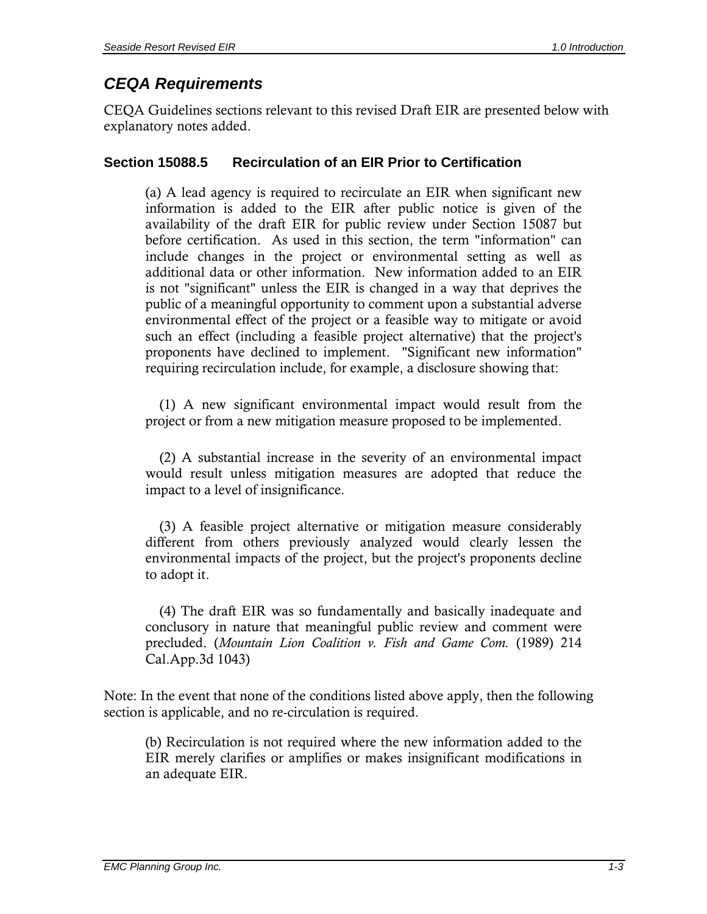## CEQA Requirements

CEQA Guidelines sections relevant to this revised Draft EIR are presented below with explanatory notes added.

### Section 15088.5 Recirculation of an EIR Prior to Certification

> (a) A lead agency is required to recirculate an EIR when significant new information is added to the EIR after public notice is given of the availability of the draft EIR for public review under Section 15087 but before certification. As used in this section, the term "information" can include changes in the project or environmental setting as well as additional data or other information. New information added to an EIR is not "significant" unless the EIR is changed in a way that deprives the public of a meaningful opportunity to comment upon a substantial adverse environmental effect of the project or a feasible way to mitigate or avoid such an effect (including a feasible project alternative) that the project's proponents have declined to implement. "Significant new information" requiring recirculation include, for example, a disclosure showing that:
>
> (1) A new significant environmental impact would result from the project or from a new mitigation measure proposed to be implemented.
>
> (2) A substantial increase in the severity of an environmental impact would result unless mitigation measures are adopted that reduce the impact to a level of insignificance.
>
> (3) A feasible project alternative or mitigation measure considerably different from others previously analyzed would clearly lessen the environmental impacts of the project, but the project's proponents decline to adopt it.
>
> (4) The draft EIR was so fundamentally and basically inadequate and conclusory in nature that meaningful public review and comment were precluded. (*Mountain Lion Coalition v. Fish and Game Com.* (1989) 214 Cal.App.3d 1043)

Note: In the event that none of the conditions listed above apply, then the following section is applicable, and no re-circulation is required.

> (b) Recirculation is not required where the new information added to the EIR merely clarifies or amplifies or makes insignificant modifications in an adequate EIR.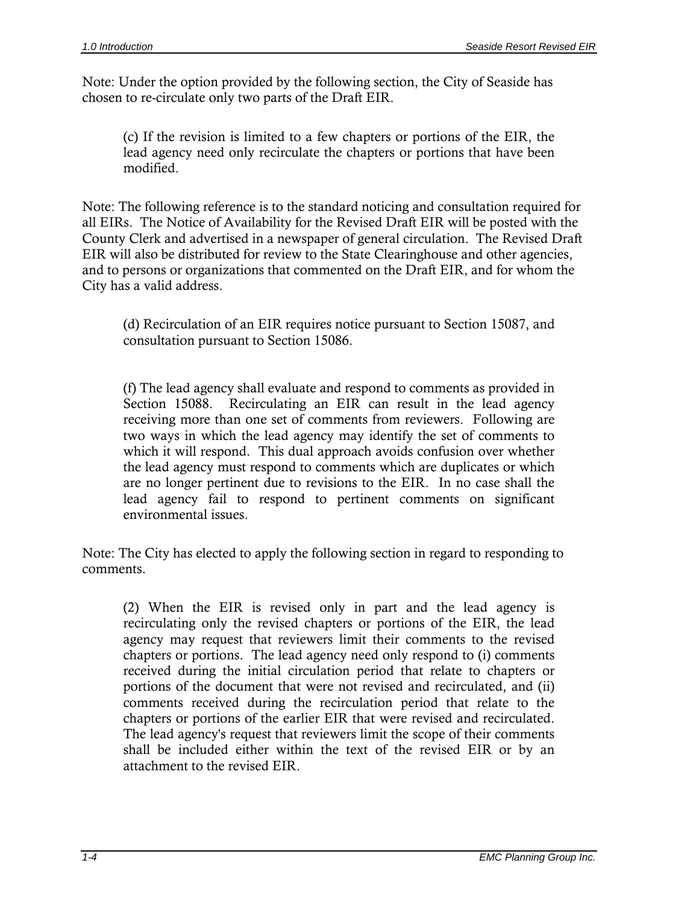Note: Under the option provided by the following section, the City of Seaside has chosen to re-circulate only two parts of the Draft EIR.

> (c) If the revision is limited to a few chapters or portions of the EIR, the lead agency need only recirculate the chapters or portions that have been modified.

Note: The following reference is to the standard noticing and consultation required for all EIRs. The Notice of Availability for the Revised Draft EIR will be posted with the County Clerk and advertised in a newspaper of general circulation. The Revised Draft EIR will also be distributed for review to the State Clearinghouse and other agencies, and to persons or organizations that commented on the Draft EIR, and for whom the City has a valid address.

> (d) Recirculation of an EIR requires notice pursuant to Section 15087, and consultation pursuant to Section 15086.

> (f) The lead agency shall evaluate and respond to comments as provided in Section 15088. Recirculating an EIR can result in the lead agency receiving more than one set of comments from reviewers. Following are two ways in which the lead agency may identify the set of comments to which it will respond. This dual approach avoids confusion over whether the lead agency must respond to comments which are duplicates or which are no longer pertinent due to revisions to the EIR. In no case shall the lead agency fail to respond to pertinent comments on significant environmental issues.

Note: The City has elected to apply the following section in regard to responding to comments.

> (2) When the EIR is revised only in part and the lead agency is recirculating only the revised chapters or portions of the EIR, the lead agency may request that reviewers limit their comments to the revised chapters or portions. The lead agency need only respond to (i) comments received during the initial circulation period that relate to chapters or portions of the document that were not revised and recirculated, and (ii) comments received during the recirculation period that relate to the chapters or portions of the earlier EIR that were revised and recirculated. The lead agency's request that reviewers limit the scope of their comments shall be included either within the text of the revised EIR or by an attachment to the revised EIR.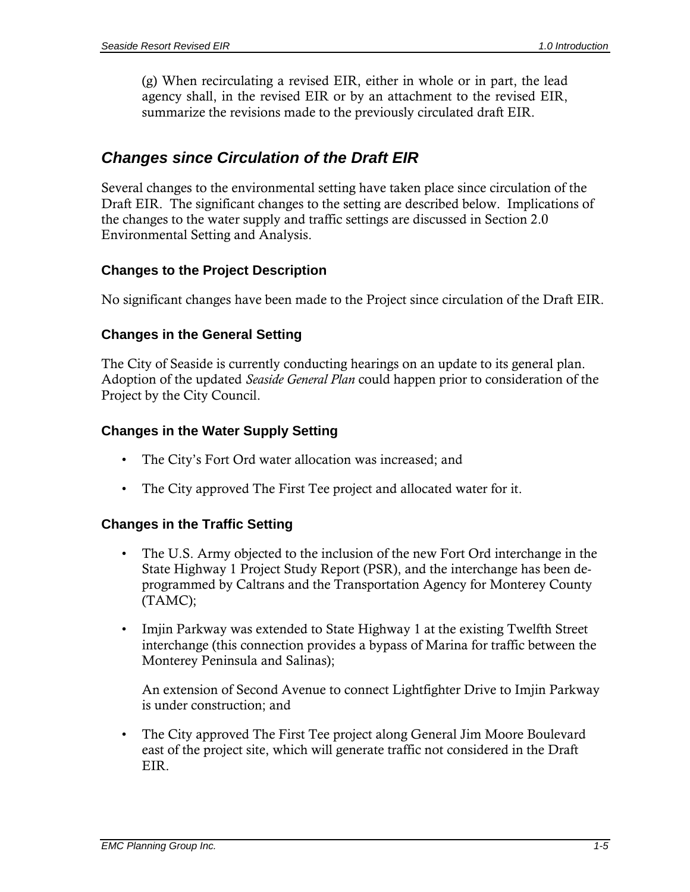(g) When recirculating a revised EIR, either in whole or in part, the lead agency shall, in the revised EIR or by an attachment to the revised EIR, summarize the revisions made to the previously circulated draft EIR.

## *Changes since Circulation of the Draft EIR*

Several changes to the environmental setting have taken place since circulation of the Draft EIR. The significant changes to the setting are described below. Implications of the changes to the water supply and traffic settings are discussed in Section 2.0 Environmental Setting and Analysis.

### Changes to the Project Description

No significant changes have been made to the Project since circulation of the Draft EIR.

### Changes in the General Setting

The City of Seaside is currently conducting hearings on an update to its general plan. Adoption of the updated *Seaside General Plan* could happen prior to consideration of the Project by the City Council.

### Changes in the Water Supply Setting

- The City's Fort Ord water allocation was increased; and
- The City approved The First Tee project and allocated water for it.

### Changes in the Traffic Setting

- The U.S. Army objected to the inclusion of the new Fort Ord interchange in the State Highway 1 Project Study Report (PSR), and the interchange has been de-programmed by Caltrans and the Transportation Agency for Monterey County (TAMC);
- Imjin Parkway was extended to State Highway 1 at the existing Twelfth Street interchange (this connection provides a bypass of Marina for traffic between the Monterey Peninsula and Salinas);

  An extension of Second Avenue to connect Lightfighter Drive to Imjin Parkway is under construction; and
- The City approved The First Tee project along General Jim Moore Boulevard east of the project site, which will generate traffic not considered in the Draft EIR.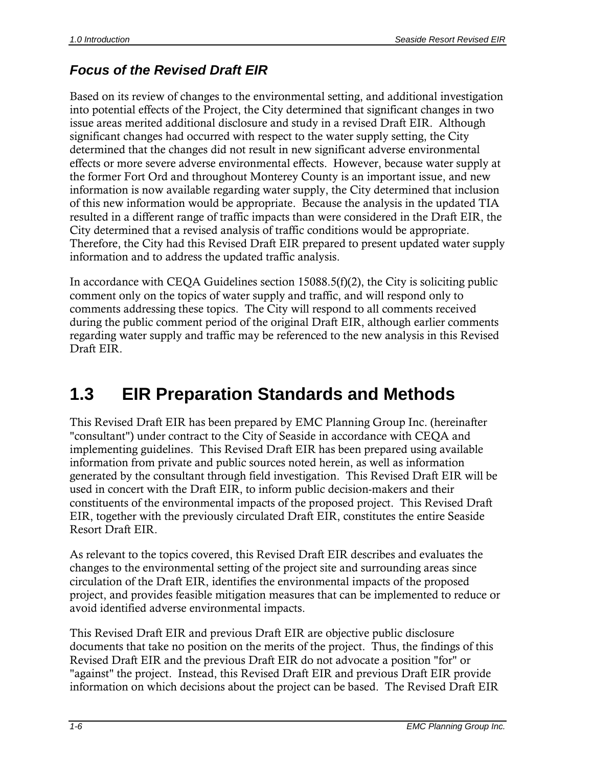### *Focus of the Revised Draft EIR*

Based on its review of changes to the environmental setting, and additional investigation into potential effects of the Project, the City determined that significant changes in two issue areas merited additional disclosure and study in a revised Draft EIR. Although significant changes had occurred with respect to the water supply setting, the City determined that the changes did not result in new significant adverse environmental effects or more severe adverse environmental effects. However, because water supply at the former Fort Ord and throughout Monterey County is an important issue, and new information is now available regarding water supply, the City determined that inclusion of this new information would be appropriate. Because the analysis in the updated TIA resulted in a different range of traffic impacts than were considered in the Draft EIR, the City determined that a revised analysis of traffic conditions would be appropriate. Therefore, the City had this Revised Draft EIR prepared to present updated water supply information and to address the updated traffic analysis.

In accordance with CEQA Guidelines section 15088.5(f)(2), the City is soliciting public comment only on the topics of water supply and traffic, and will respond only to comments addressing these topics. The City will respond to all comments received during the public comment period of the original Draft EIR, although earlier comments regarding water supply and traffic may be referenced to the new analysis in this Revised Draft EIR.

## 1.3 EIR Preparation Standards and Methods

This Revised Draft EIR has been prepared by EMC Planning Group Inc. (hereinafter "consultant") under contract to the City of Seaside in accordance with CEQA and implementing guidelines. This Revised Draft EIR has been prepared using available information from private and public sources noted herein, as well as information generated by the consultant through field investigation. This Revised Draft EIR will be used in concert with the Draft EIR, to inform public decision-makers and their constituents of the environmental impacts of the proposed project. This Revised Draft EIR, together with the previously circulated Draft EIR, constitutes the entire Seaside Resort Draft EIR.

As relevant to the topics covered, this Revised Draft EIR describes and evaluates the changes to the environmental setting of the project site and surrounding areas since circulation of the Draft EIR, identifies the environmental impacts of the proposed project, and provides feasible mitigation measures that can be implemented to reduce or avoid identified adverse environmental impacts.

This Revised Draft EIR and previous Draft EIR are objective public disclosure documents that take no position on the merits of the project. Thus, the findings of this Revised Draft EIR and the previous Draft EIR do not advocate a position "for" or "against" the project. Instead, this Revised Draft EIR and previous Draft EIR provide information on which decisions about the project can be based. The Revised Draft EIR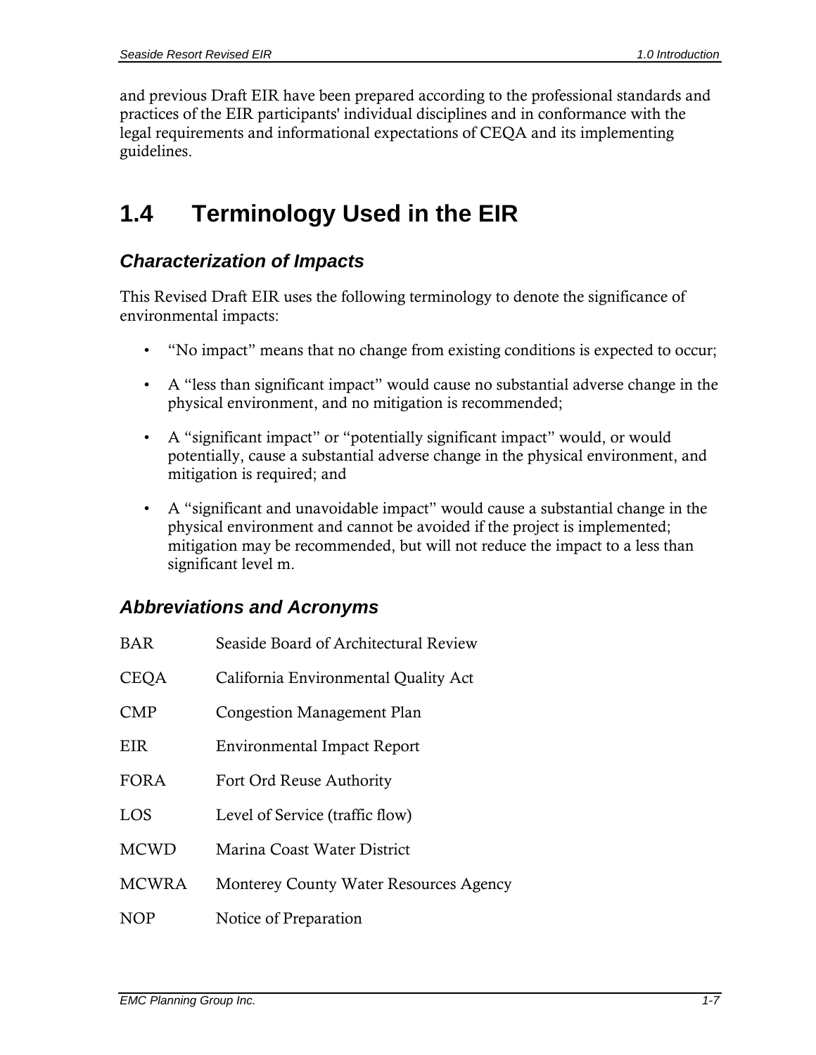and previous Draft EIR have been prepared according to the professional standards and practices of the EIR participants' individual disciplines and in conformance with the legal requirements and informational expectations of CEQA and its implementing guidelines.

## 1.4 Terminology Used in the EIR

### *Characterization of Impacts*

This Revised Draft EIR uses the following terminology to denote the significance of environmental impacts:

- "No impact" means that no change from existing conditions is expected to occur;
- A "less than significant impact" would cause no substantial adverse change in the physical environment, and no mitigation is recommended;
- A "significant impact" or "potentially significant impact" would, or would potentially, cause a substantial adverse change in the physical environment, and mitigation is required; and
- A "significant and unavoidable impact" would cause a substantial change in the physical environment and cannot be avoided if the project is implemented; mitigation may be recommended, but will not reduce the impact to a less than significant level m.

### *Abbreviations and Acronyms*

| | |
|---|---|
| BAR | Seaside Board of Architectural Review |
| CEQA | California Environmental Quality Act |
| CMP | Congestion Management Plan |
| EIR | Environmental Impact Report |
| FORA | Fort Ord Reuse Authority |
| LOS | Level of Service (traffic flow) |
| MCWD | Marina Coast Water District |
| MCWRA | Monterey County Water Resources Agency |
| NOP | Notice of Preparation |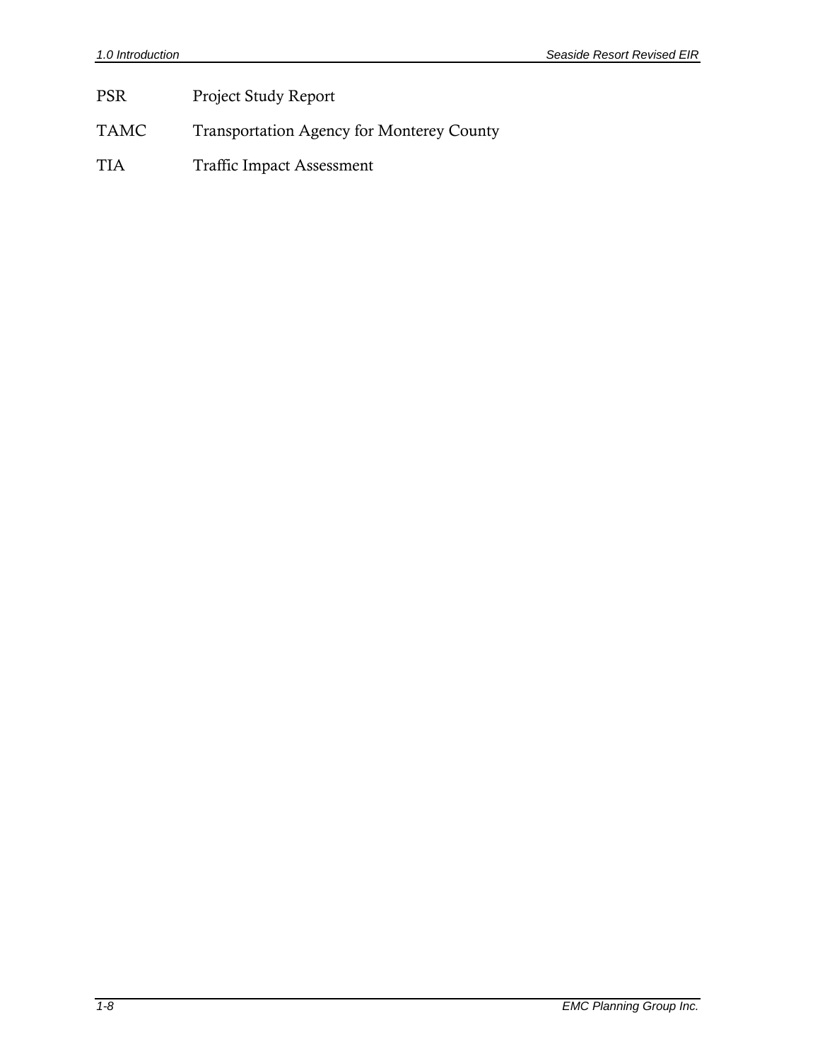PSR Project Study Report

TAMC Transportation Agency for Monterey County

TIA Traffic Impact Assessment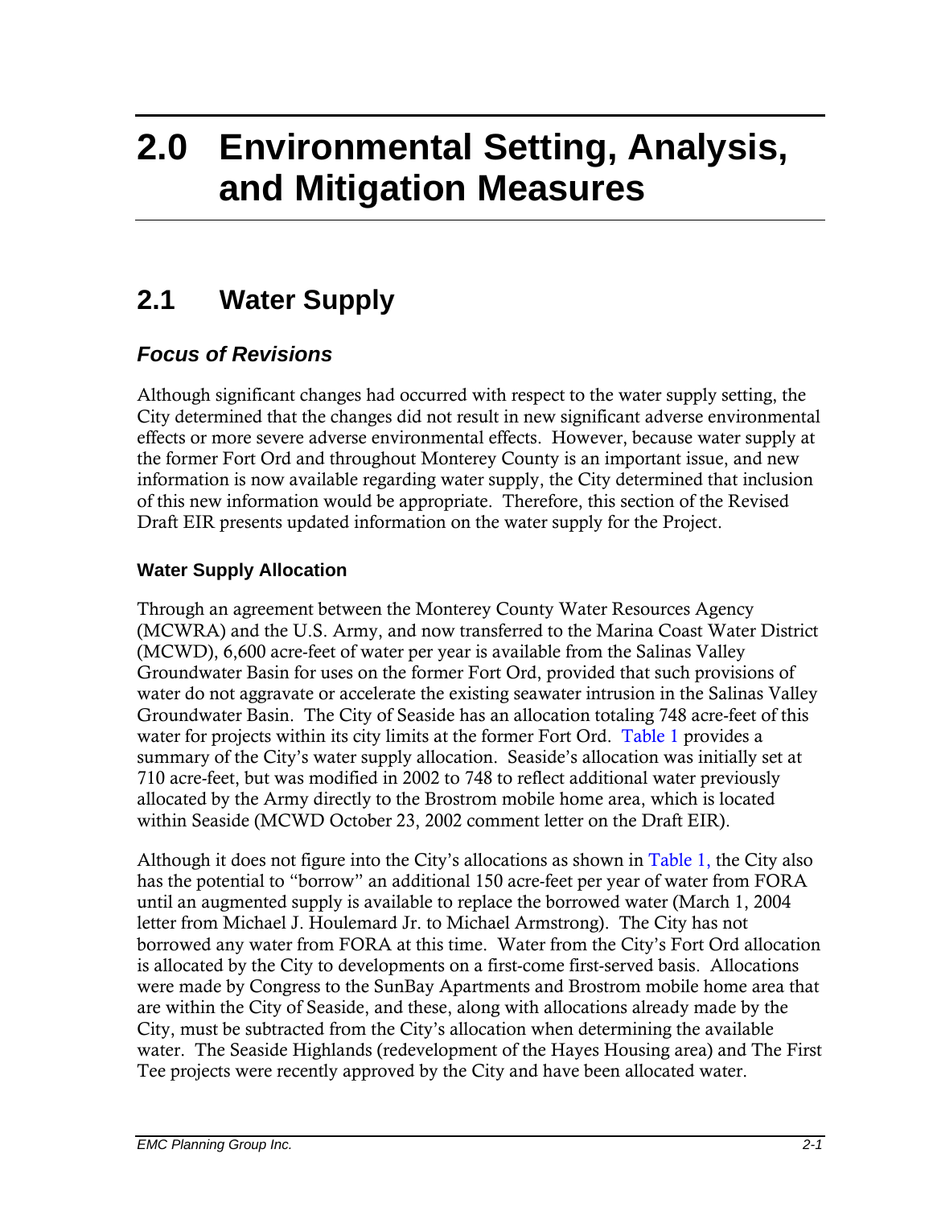# 2.0 Environmental Setting, Analysis, and Mitigation Measures

## 2.1 Water Supply

### *Focus of Revisions*

Although significant changes had occurred with respect to the water supply setting, the City determined that the changes did not result in new significant adverse environmental effects or more severe adverse environmental effects. However, because water supply at the former Fort Ord and throughout Monterey County is an important issue, and new information is now available regarding water supply, the City determined that inclusion of this new information would be appropriate. Therefore, this section of the Revised Draft EIR presents updated information on the water supply for the Project.

#### Water Supply Allocation

Through an agreement between the Monterey County Water Resources Agency (MCWRA) and the U.S. Army, and now transferred to the Marina Coast Water District (MCWD), 6,600 acre-feet of water per year is available from the Salinas Valley Groundwater Basin for uses on the former Fort Ord, provided that such provisions of water do not aggravate or accelerate the existing seawater intrusion in the Salinas Valley Groundwater Basin. The City of Seaside has an allocation totaling 748 acre-feet of this water for projects within its city limits at the former Fort Ord. Table 1 provides a summary of the City's water supply allocation. Seaside's allocation was initially set at 710 acre-feet, but was modified in 2002 to 748 to reflect additional water previously allocated by the Army directly to the Brostrom mobile home area, which is located within Seaside (MCWD October 23, 2002 comment letter on the Draft EIR).

Although it does not figure into the City's allocations as shown in Table 1, the City also has the potential to "borrow" an additional 150 acre-feet per year of water from FORA until an augmented supply is available to replace the borrowed water (March 1, 2004 letter from Michael J. Houlemard Jr. to Michael Armstrong). The City has not borrowed any water from FORA at this time. Water from the City's Fort Ord allocation is allocated by the City to developments on a first-come first-served basis. Allocations were made by Congress to the SunBay Apartments and Brostrom mobile home area that are within the City of Seaside, and these, along with allocations already made by the City, must be subtracted from the City's allocation when determining the available water. The Seaside Highlands (redevelopment of the Hayes Housing area) and The First Tee projects were recently approved by the City and have been allocated water.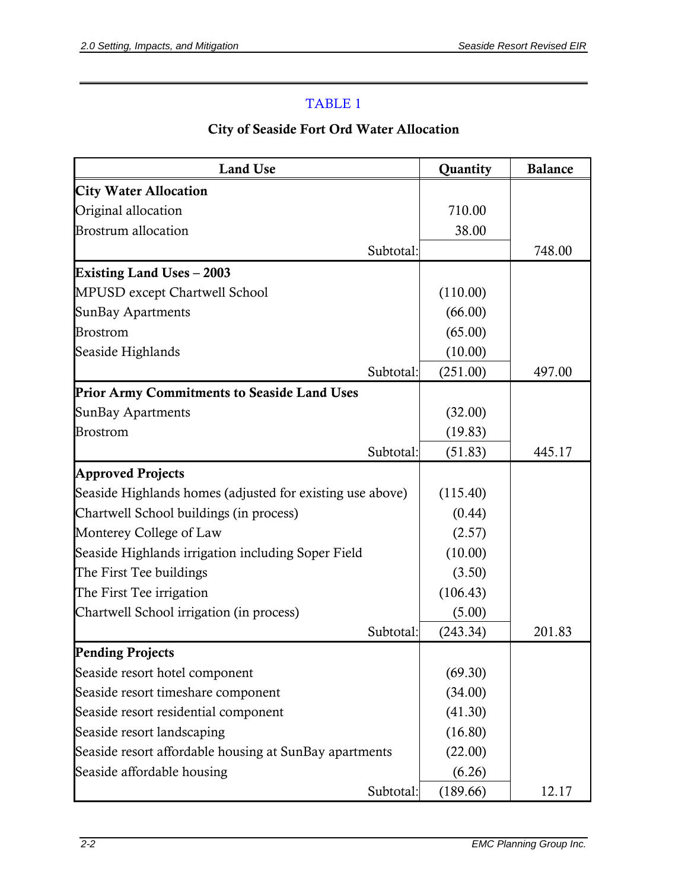TABLE 1

## City of Seaside Fort Ord Water Allocation

| Land Use | Quantity | Balance |
|---|---|---|
| **City Water Allocation** | | |
| Original allocation | 710.00 | |
| Brostrum allocation | 38.00 | |
| Subtotal: | | 748.00 |
| **Existing Land Uses – 2003** | | |
| MPUSD except Chartwell School | (110.00) | |
| SunBay Apartments | (66.00) | |
| Brostrom | (65.00) | |
| Seaside Highlands | (10.00) | |
| Subtotal: | (251.00) | 497.00 |
| **Prior Army Commitments to Seaside Land Uses** | | |
| SunBay Apartments | (32.00) | |
| Brostrom | (19.83) | |
| Subtotal: | (51.83) | 445.17 |
| **Approved Projects** | | |
| Seaside Highlands homes (adjusted for existing use above) | (115.40) | |
| Chartwell School buildings (in process) | (0.44) | |
| Monterey College of Law | (2.57) | |
| Seaside Highlands irrigation including Soper Field | (10.00) | |
| The First Tee buildings | (3.50) | |
| The First Tee irrigation | (106.43) | |
| Chartwell School irrigation (in process) | (5.00) | |
| Subtotal: | (243.34) | 201.83 |
| **Pending Projects** | | |
| Seaside resort hotel component | (69.30) | |
| Seaside resort timeshare component | (34.00) | |
| Seaside resort residential component | (41.30) | |
| Seaside resort landscaping | (16.80) | |
| Seaside resort affordable housing at SunBay apartments | (22.00) | |
| Seaside affordable housing | (6.26) | |
| Subtotal: | (189.66) | 12.17 |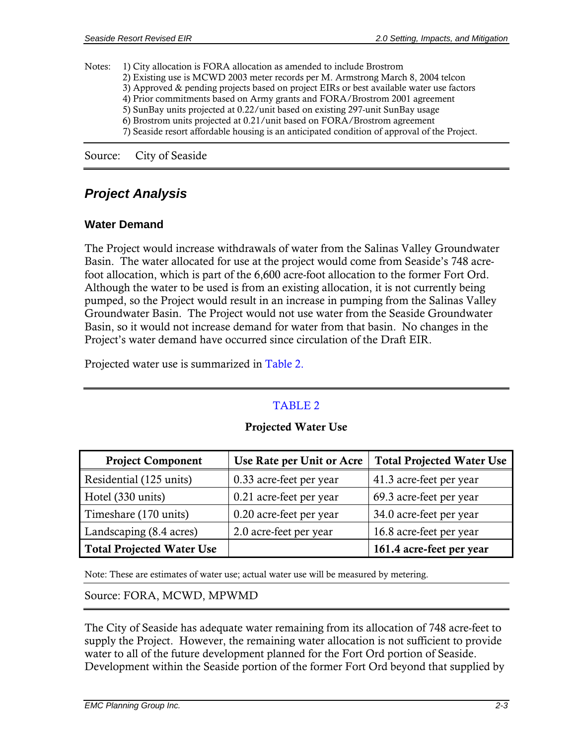Notes: 1) City allocation is FORA allocation as amended to include Brostrom
2) Existing use is MCWD 2003 meter records per M. Armstrong March 8, 2004 telcon
3) Approved & pending projects based on project EIRs or best available water use factors
4) Prior commitments based on Army grants and FORA/Brostrom 2001 agreement
5) SunBay units projected at 0.22/unit based on existing 297-unit SunBay usage
6) Brostrom units projected at 0.21/unit based on FORA/Brostrom agreement
7) Seaside resort affordable housing is an anticipated condition of approval of the Project.

Source: City of Seaside

## *Project Analysis*

### Water Demand

The Project would increase withdrawals of water from the Salinas Valley Groundwater Basin. The water allocated for use at the project would come from Seaside's 748 acre-foot allocation, which is part of the 6,600 acre-foot allocation to the former Fort Ord. Although the water to be used is from an existing allocation, it is not currently being pumped, so the Project would result in an increase in pumping from the Salinas Valley Groundwater Basin. The Project would not use water from the Seaside Groundwater Basin, so it would not increase demand for water from that basin. No changes in the Project's water demand have occurred since circulation of the Draft EIR.

Projected water use is summarized in Table 2.

TABLE 2

**Projected Water Use**

| Project Component | Use Rate per Unit or Acre | Total Projected Water Use |
|---|---|---|
| Residential (125 units) | 0.33 acre-feet per year | 41.3 acre-feet per year |
| Hotel (330 units) | 0.21 acre-feet per year | 69.3 acre-feet per year |
| Timeshare (170 units) | 0.20 acre-feet per year | 34.0 acre-feet per year |
| Landscaping (8.4 acres) | 2.0 acre-feet per year | 16.8 acre-feet per year |
| **Total Projected Water Use** | | **161.4 acre-feet per year** |

Note: These are estimates of water use; actual water use will be measured by metering.

Source: FORA, MCWD, MPWMD

The City of Seaside has adequate water remaining from its allocation of 748 acre-feet to supply the Project. However, the remaining water allocation is not sufficient to provide water to all of the future development planned for the Fort Ord portion of Seaside. Development within the Seaside portion of the former Fort Ord beyond that supplied by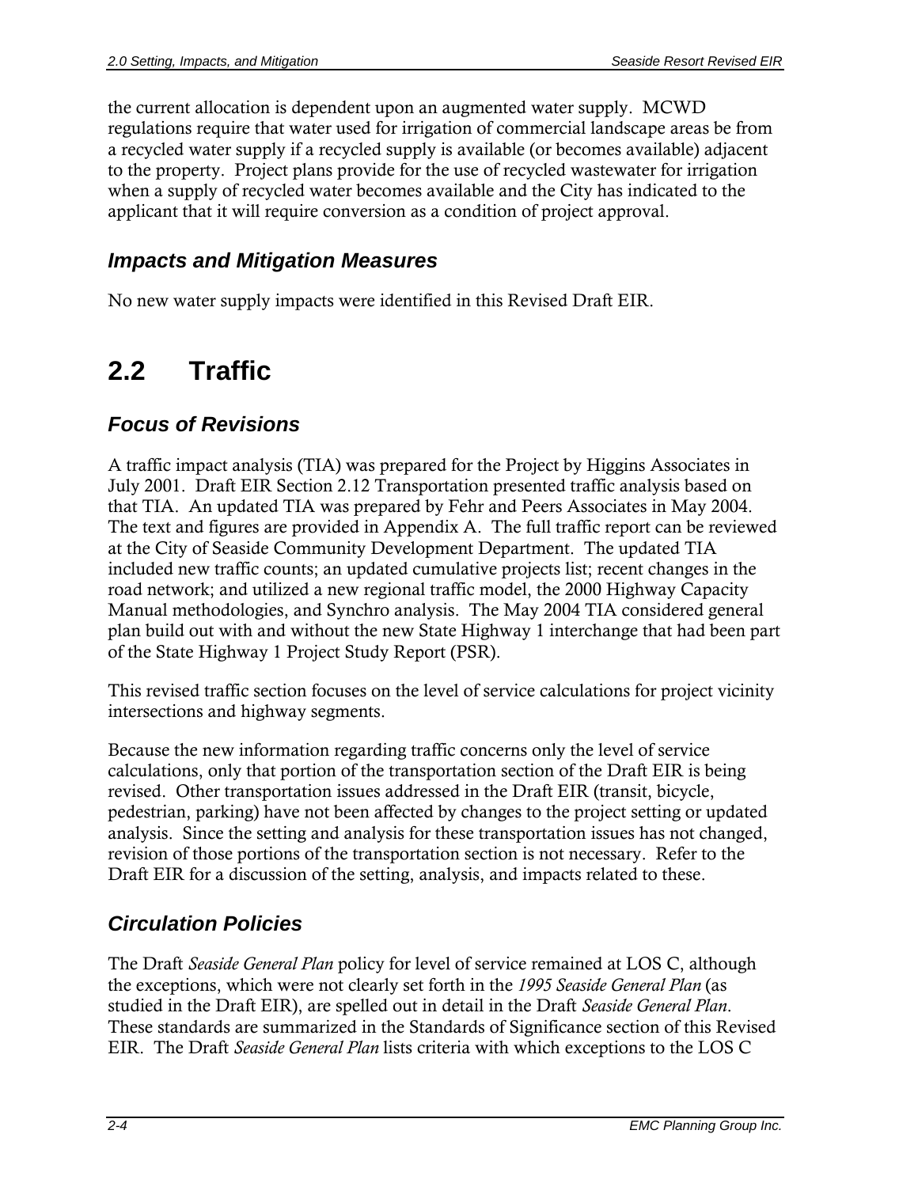the current allocation is dependent upon an augmented water supply. MCWD regulations require that water used for irrigation of commercial landscape areas be from a recycled water supply if a recycled supply is available (or becomes available) adjacent to the property. Project plans provide for the use of recycled wastewater for irrigation when a supply of recycled water becomes available and the City has indicated to the applicant that it will require conversion as a condition of project approval.

### *Impacts and Mitigation Measures*

No new water supply impacts were identified in this Revised Draft EIR.

## 2.2 Traffic

### *Focus of Revisions*

A traffic impact analysis (TIA) was prepared for the Project by Higgins Associates in July 2001. Draft EIR Section 2.12 Transportation presented traffic analysis based on that TIA. An updated TIA was prepared by Fehr and Peers Associates in May 2004. The text and figures are provided in Appendix A. The full traffic report can be reviewed at the City of Seaside Community Development Department. The updated TIA included new traffic counts; an updated cumulative projects list; recent changes in the road network; and utilized a new regional traffic model, the 2000 Highway Capacity Manual methodologies, and Synchro analysis. The May 2004 TIA considered general plan build out with and without the new State Highway 1 interchange that had been part of the State Highway 1 Project Study Report (PSR).

This revised traffic section focuses on the level of service calculations for project vicinity intersections and highway segments.

Because the new information regarding traffic concerns only the level of service calculations, only that portion of the transportation section of the Draft EIR is being revised. Other transportation issues addressed in the Draft EIR (transit, bicycle, pedestrian, parking) have not been affected by changes to the project setting or updated analysis. Since the setting and analysis for these transportation issues has not changed, revision of those portions of the transportation section is not necessary. Refer to the Draft EIR for a discussion of the setting, analysis, and impacts related to these.

### *Circulation Policies*

The Draft *Seaside General Plan* policy for level of service remained at LOS C, although the exceptions, which were not clearly set forth in the *1995 Seaside General Plan* (as studied in the Draft EIR), are spelled out in detail in the Draft *Seaside General Plan*. These standards are summarized in the Standards of Significance section of this Revised EIR. The Draft *Seaside General Plan* lists criteria with which exceptions to the LOS C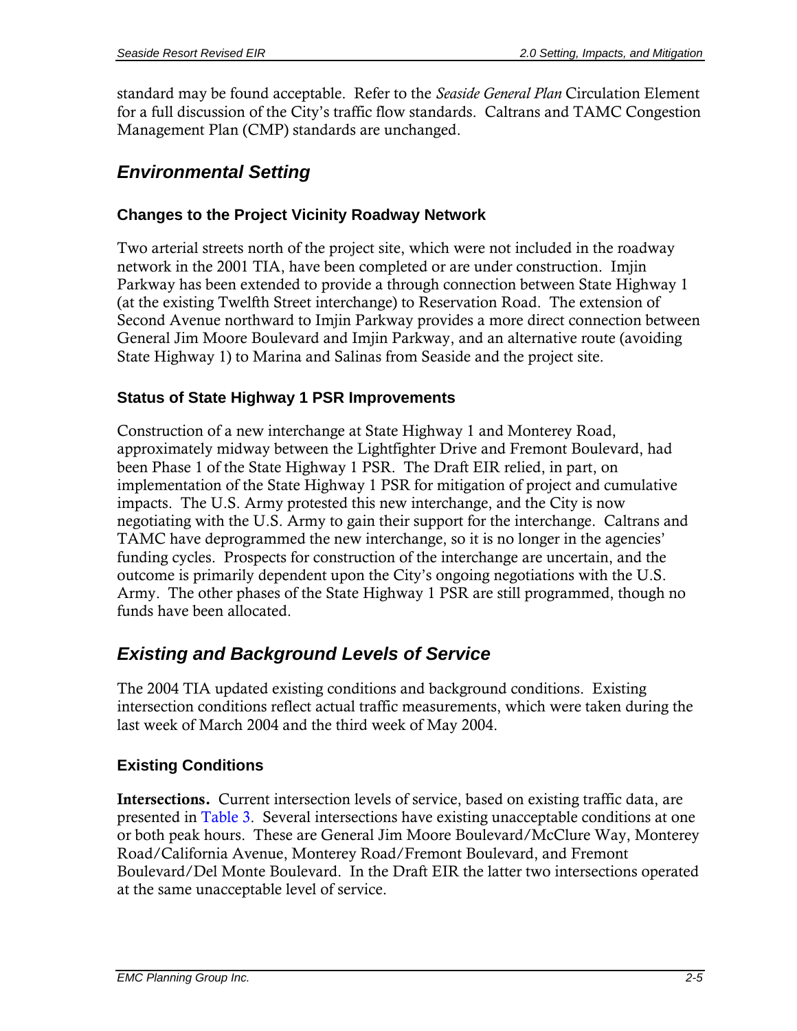standard may be found acceptable. Refer to the *Seaside General Plan* Circulation Element for a full discussion of the City's traffic flow standards. Caltrans and TAMC Congestion Management Plan (CMP) standards are unchanged.

## *Environmental Setting*

### Changes to the Project Vicinity Roadway Network

Two arterial streets north of the project site, which were not included in the roadway network in the 2001 TIA, have been completed or are under construction. Imjin Parkway has been extended to provide a through connection between State Highway 1 (at the existing Twelfth Street interchange) to Reservation Road. The extension of Second Avenue northward to Imjin Parkway provides a more direct connection between General Jim Moore Boulevard and Imjin Parkway, and an alternative route (avoiding State Highway 1) to Marina and Salinas from Seaside and the project site.

### Status of State Highway 1 PSR Improvements

Construction of a new interchange at State Highway 1 and Monterey Road, approximately midway between the Lightfighter Drive and Fremont Boulevard, had been Phase 1 of the State Highway 1 PSR. The Draft EIR relied, in part, on implementation of the State Highway 1 PSR for mitigation of project and cumulative impacts. The U.S. Army protested this new interchange, and the City is now negotiating with the U.S. Army to gain their support for the interchange. Caltrans and TAMC have deprogrammed the new interchange, so it is no longer in the agencies' funding cycles. Prospects for construction of the interchange are uncertain, and the outcome is primarily dependent upon the City's ongoing negotiations with the U.S. Army. The other phases of the State Highway 1 PSR are still programmed, though no funds have been allocated.

## *Existing and Background Levels of Service*

The 2004 TIA updated existing conditions and background conditions. Existing intersection conditions reflect actual traffic measurements, which were taken during the last week of March 2004 and the third week of May 2004.

### Existing Conditions

**Intersections.** Current intersection levels of service, based on existing traffic data, are presented in Table 3. Several intersections have existing unacceptable conditions at one or both peak hours. These are General Jim Moore Boulevard/McClure Way, Monterey Road/California Avenue, Monterey Road/Fremont Boulevard, and Fremont Boulevard/Del Monte Boulevard. In the Draft EIR the latter two intersections operated at the same unacceptable level of service.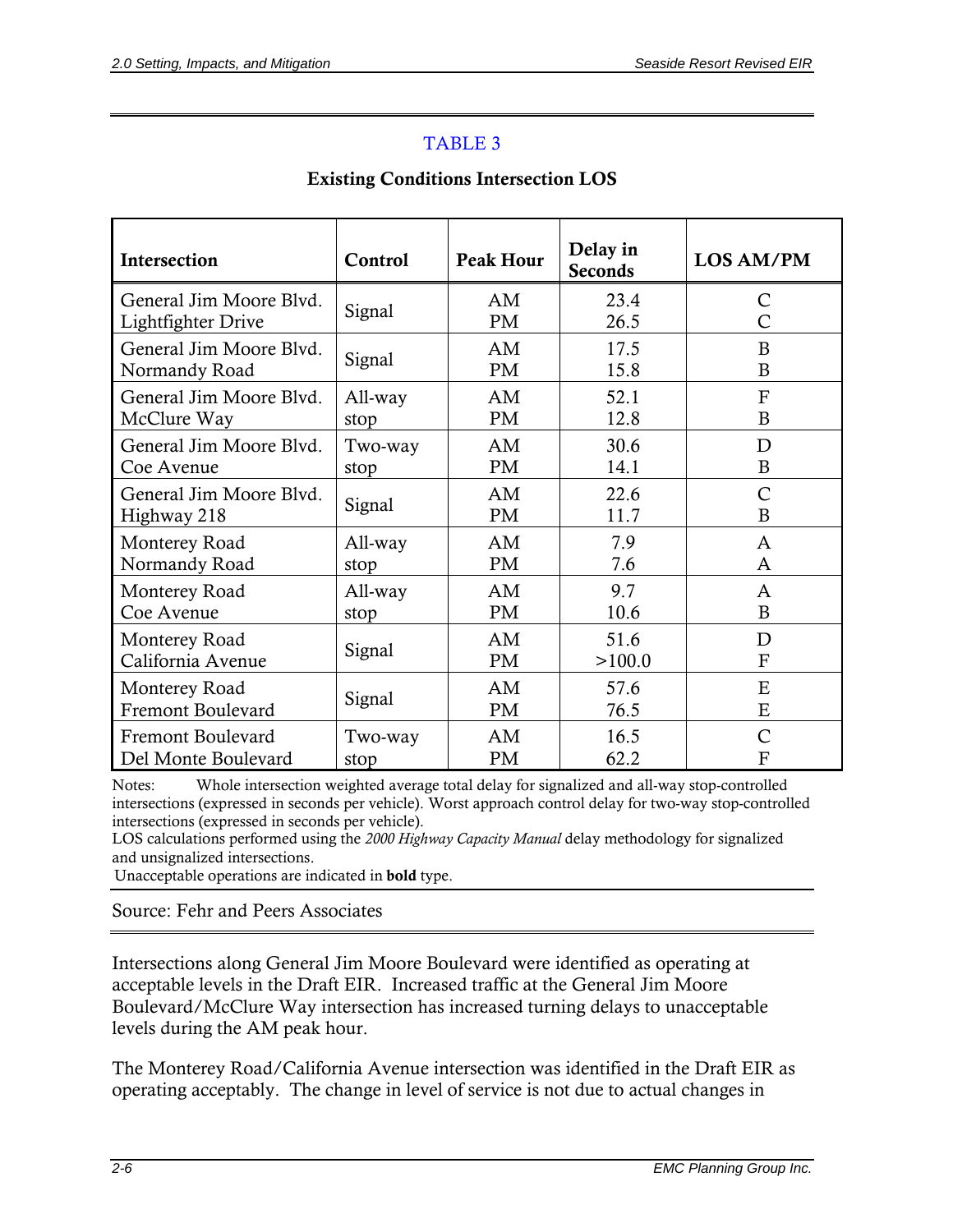## TABLE 3

### Existing Conditions Intersection LOS

| Intersection | Control | Peak Hour | Delay in Seconds | LOS AM/PM |
|---|---|---|---|---|
| General Jim Moore Blvd.<br>Lightfighter Drive | Signal | AM<br>PM | 23.4<br>26.5 | C<br>C |
| General Jim Moore Blvd.<br>Normandy Road | Signal | AM<br>PM | 17.5<br>15.8 | B<br>B |
| General Jim Moore Blvd.<br>McClure Way | All-way stop | AM<br>PM | 52.1<br>12.8 | F<br>B |
| General Jim Moore Blvd.<br>Coe Avenue | Two-way stop | AM<br>PM | 30.6<br>14.1 | D<br>B |
| General Jim Moore Blvd.<br>Highway 218 | Signal | AM<br>PM | 22.6<br>11.7 | C<br>B |
| Monterey Road<br>Normandy Road | All-way stop | AM<br>PM | 7.9<br>7.6 | A<br>A |
| Monterey Road<br>Coe Avenue | All-way stop | AM<br>PM | 9.7<br>10.6 | A<br>B |
| Monterey Road<br>California Avenue | Signal | AM<br>PM | 51.6<br>>100.0 | D<br>F |
| Monterey Road<br>Fremont Boulevard | Signal | AM<br>PM | 57.6<br>76.5 | E<br>E |
| Fremont Boulevard<br>Del Monte Boulevard | Two-way stop | AM<br>PM | 16.5<br>62.2 | C<br>F |

Notes: Whole intersection weighted average total delay for signalized and all-way stop-controlled intersections (expressed in seconds per vehicle). Worst approach control delay for two-way stop-controlled intersections (expressed in seconds per vehicle).
LOS calculations performed using the *2000 Highway Capacity Manual* delay methodology for signalized and unsignalized intersections.
Unacceptable operations are indicated in **bold** type.

Source: Fehr and Peers Associates

Intersections along General Jim Moore Boulevard were identified as operating at acceptable levels in the Draft EIR. Increased traffic at the General Jim Moore Boulevard/McClure Way intersection has increased turning delays to unacceptable levels during the AM peak hour.

The Monterey Road/California Avenue intersection was identified in the Draft EIR as operating acceptably. The change in level of service is not due to actual changes in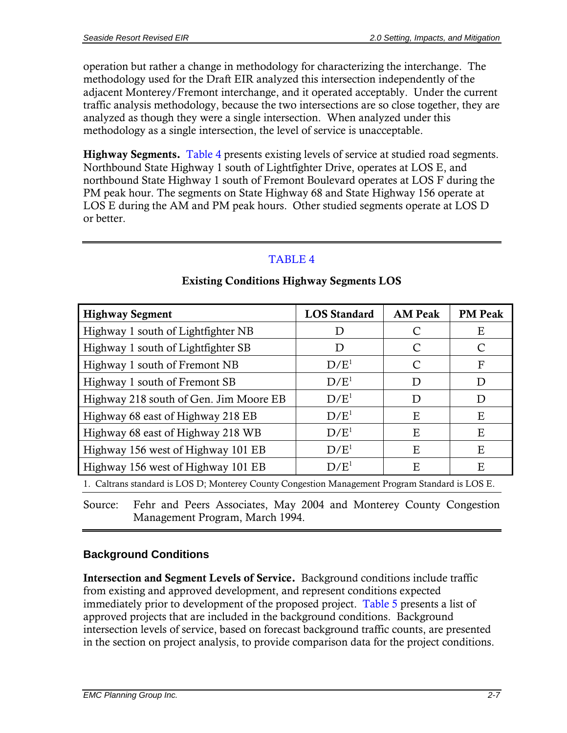operation but rather a change in methodology for characterizing the interchange. The methodology used for the Draft EIR analyzed this intersection independently of the adjacent Monterey/Fremont interchange, and it operated acceptably. Under the current traffic analysis methodology, because the two intersections are so close together, they are analyzed as though they were a single intersection. When analyzed under this methodology as a single intersection, the level of service is unacceptable.

**Highway Segments.** Table 4 presents existing levels of service at studied road segments. Northbound State Highway 1 south of Lightfighter Drive, operates at LOS E, and northbound State Highway 1 south of Fremont Boulevard operates at LOS F during the PM peak hour. The segments on State Highway 68 and State Highway 156 operate at LOS E during the AM and PM peak hours. Other studied segments operate at LOS D or better.

TABLE 4

**Existing Conditions Highway Segments LOS**

| Highway Segment | LOS Standard | AM Peak | PM Peak |
|---|---|---|---|
| Highway 1 south of Lightfighter NB | D | C | E |
| Highway 1 south of Lightfighter SB | D | C | C |
| Highway 1 south of Fremont NB | D/E[1] | C | F |
| Highway 1 south of Fremont SB | D/E[1] | D | D |
| Highway 218 south of Gen. Jim Moore EB | D/E[1] | D | D |
| Highway 68 east of Highway 218 EB | D/E[1] | E | E |
| Highway 68 east of Highway 218 WB | D/E[1] | E | E |
| Highway 156 west of Highway 101 EB | D/E[1] | E | E |
| Highway 156 west of Highway 101 EB | D/E[1] | E | E |

1. Caltrans standard is LOS D; Monterey County Congestion Management Program Standard is LOS E.

Source: Fehr and Peers Associates, May 2004 and Monterey County Congestion Management Program, March 1994.

### Background Conditions

**Intersection and Segment Levels of Service.** Background conditions include traffic from existing and approved development, and represent conditions expected immediately prior to development of the proposed project. Table 5 presents a list of approved projects that are included in the background conditions. Background intersection levels of service, based on forecast background traffic counts, are presented in the section on project analysis, to provide comparison data for the project conditions.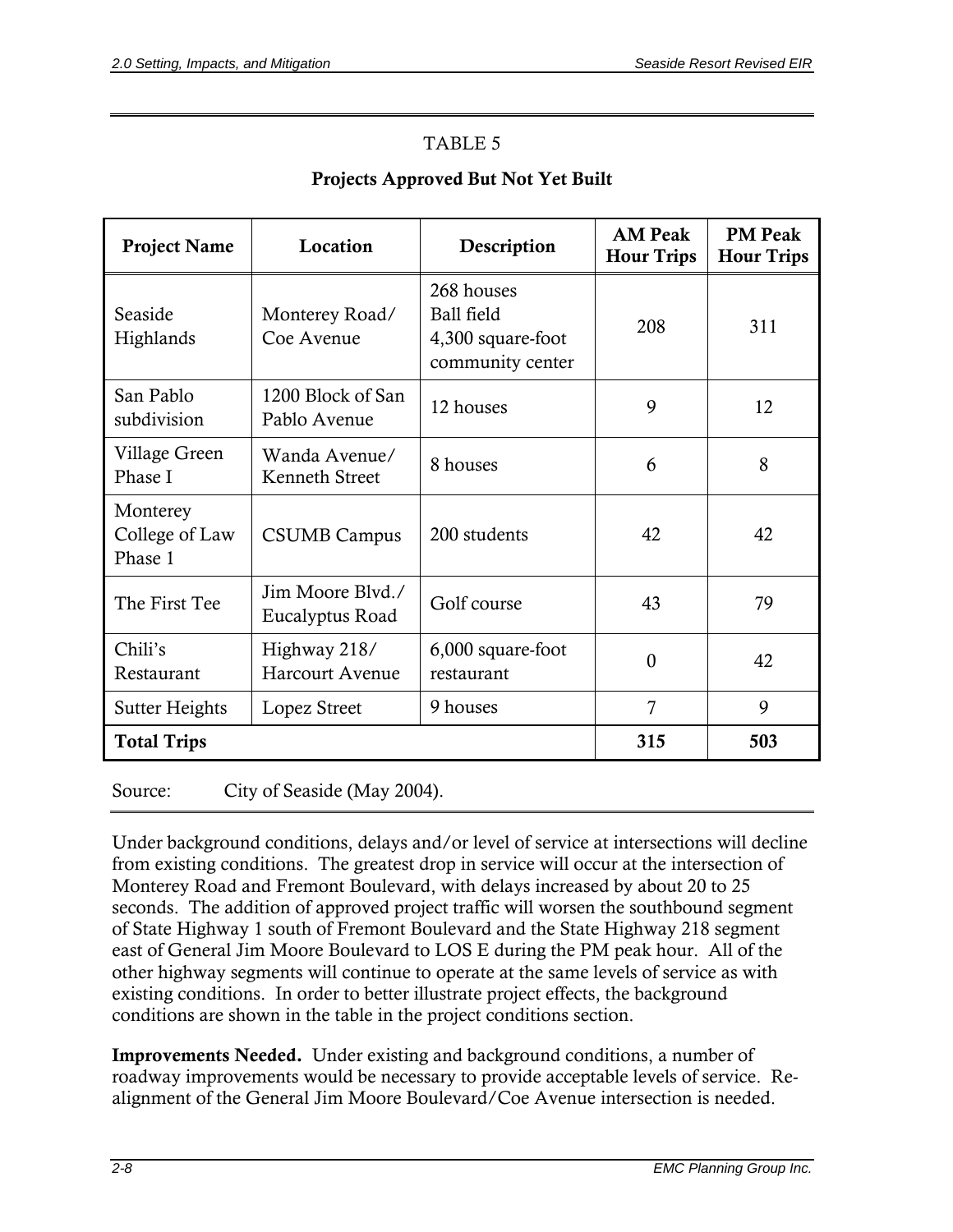TABLE 5

**Projects Approved But Not Yet Built**

| Project Name | Location | Description | AM Peak Hour Trips | PM Peak Hour Trips |
|---|---|---|---|---|
| Seaside Highlands | Monterey Road/ Coe Avenue | 268 houses<br>Ball field<br>4,300 square-foot community center | 208 | 311 |
| San Pablo subdivision | 1200 Block of San Pablo Avenue | 12 houses | 9 | 12 |
| Village Green Phase I | Wanda Avenue/ Kenneth Street | 8 houses | 6 | 8 |
| Monterey College of Law Phase 1 | CSUMB Campus | 200 students | 42 | 42 |
| The First Tee | Jim Moore Blvd./ Eucalyptus Road | Golf course | 43 | 79 |
| Chili's Restaurant | Highway 218/ Harcourt Avenue | 6,000 square-foot restaurant | 0 | 42 |
| Sutter Heights | Lopez Street | 9 houses | 7 | 9 |
| **Total Trips** | | | **315** | **503** |

Source: City of Seaside (May 2004).

Under background conditions, delays and/or level of service at intersections will decline from existing conditions. The greatest drop in service will occur at the intersection of Monterey Road and Fremont Boulevard, with delays increased by about 20 to 25 seconds. The addition of approved project traffic will worsen the southbound segment of State Highway 1 south of Fremont Boulevard and the State Highway 218 segment east of General Jim Moore Boulevard to LOS E during the PM peak hour. All of the other highway segments will continue to operate at the same levels of service as with existing conditions. In order to better illustrate project effects, the background conditions are shown in the table in the project conditions section.

**Improvements Needed.** Under existing and background conditions, a number of roadway improvements would be necessary to provide acceptable levels of service. Re-alignment of the General Jim Moore Boulevard/Coe Avenue intersection is needed.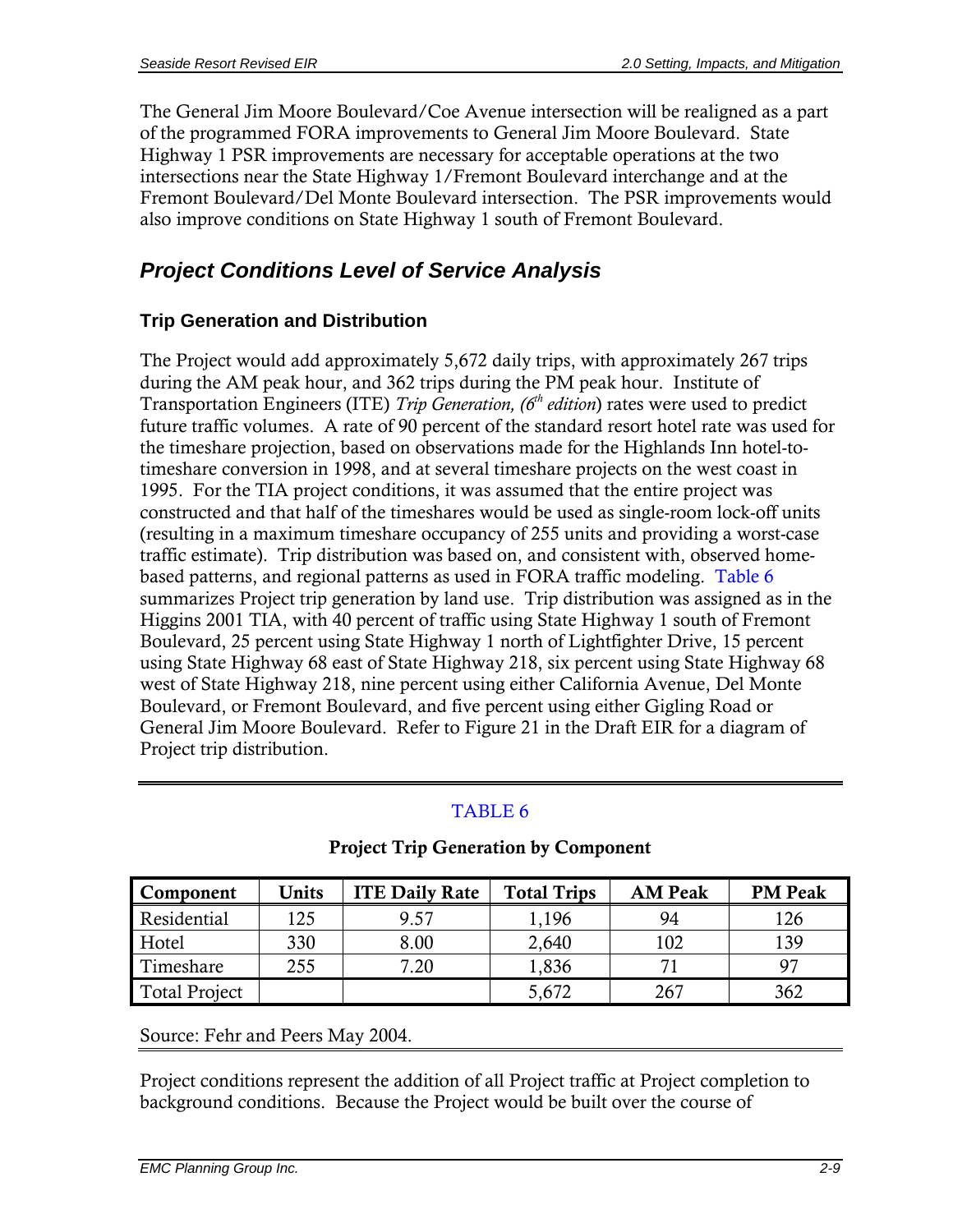The General Jim Moore Boulevard/Coe Avenue intersection will be realigned as a part of the programmed FORA improvements to General Jim Moore Boulevard. State Highway 1 PSR improvements are necessary for acceptable operations at the two intersections near the State Highway 1/Fremont Boulevard interchange and at the Fremont Boulevard/Del Monte Boulevard intersection. The PSR improvements would also improve conditions on State Highway 1 south of Fremont Boulevard.

## Project Conditions Level of Service Analysis

### Trip Generation and Distribution

The Project would add approximately 5,672 daily trips, with approximately 267 trips during the AM peak hour, and 362 trips during the PM peak hour. Institute of Transportation Engineers (ITE) *Trip Generation, (6th edition*) rates were used to predict future traffic volumes. A rate of 90 percent of the standard resort hotel rate was used for the timeshare projection, based on observations made for the Highlands Inn hotel-to-timeshare conversion in 1998, and at several timeshare projects on the west coast in 1995. For the TIA project conditions, it was assumed that the entire project was constructed and that half of the timeshares would be used as single-room lock-off units (resulting in a maximum timeshare occupancy of 255 units and providing a worst-case traffic estimate). Trip distribution was based on, and consistent with, observed home-based patterns, and regional patterns as used in FORA traffic modeling. Table 6 summarizes Project trip generation by land use. Trip distribution was assigned as in the Higgins 2001 TIA, with 40 percent of traffic using State Highway 1 south of Fremont Boulevard, 25 percent using State Highway 1 north of Lightfighter Drive, 15 percent using State Highway 68 east of State Highway 218, six percent using State Highway 68 west of State Highway 218, nine percent using either California Avenue, Del Monte Boulevard, or Fremont Boulevard, and five percent using either Gigling Road or General Jim Moore Boulevard. Refer to Figure 21 in the Draft EIR for a diagram of Project trip distribution.

TABLE 6

**Project Trip Generation by Component**

| Component | Units | ITE Daily Rate | Total Trips | AM Peak | PM Peak |
|---|---|---|---|---|---|
| Residential | 125 | 9.57 | 1,196 | 94 | 126 |
| Hotel | 330 | 8.00 | 2,640 | 102 | 139 |
| Timeshare | 255 | 7.20 | 1,836 | 71 | 97 |
| Total Project | | | 5,672 | 267 | 362 |

Source: Fehr and Peers May 2004.

Project conditions represent the addition of all Project traffic at Project completion to background conditions. Because the Project would be built over the course of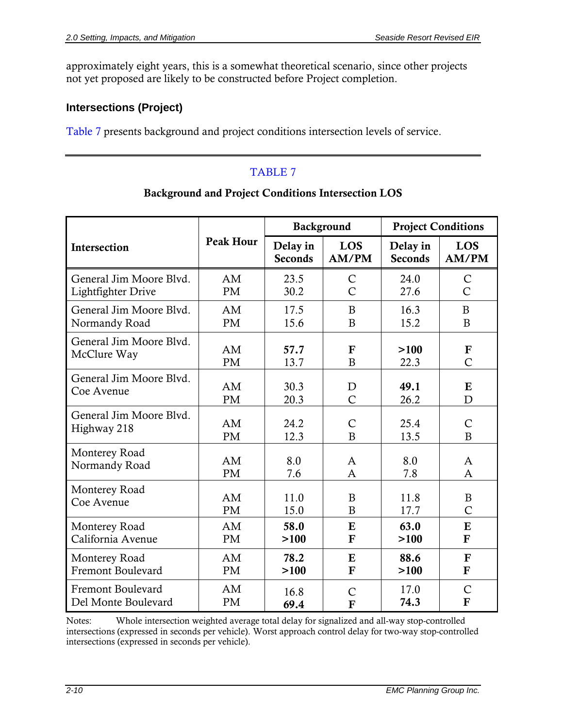approximately eight years, this is a somewhat theoretical scenario, since other projects not yet proposed are likely to be constructed before Project completion.

### Intersections (Project)

Table 7 presents background and project conditions intersection levels of service.

TABLE 7

**Background and Project Conditions Intersection LOS**

| Intersection | Peak Hour | Background | | Project Conditions | |
|---|---|---|---|---|---|
| | | Delay in Seconds | LOS AM/PM | Delay in Seconds | LOS AM/PM |
| General Jim Moore Blvd. Lightfighter Drive | AM<br>PM | 23.5<br>30.2 | C<br>C | 24.0<br>27.6 | C<br>C |
| General Jim Moore Blvd. Normandy Road | AM<br>PM | 17.5<br>15.6 | B<br>B | 16.3<br>15.2 | B<br>B |
| General Jim Moore Blvd. McClure Way | AM<br>PM | **57.7**<br>13.7 | **F**<br>B | **>100**<br>22.3 | **F**<br>C |
| General Jim Moore Blvd. Coe Avenue | AM<br>PM | 30.3<br>20.3 | D<br>C | **49.1**<br>26.2 | **E**<br>D |
| General Jim Moore Blvd. Highway 218 | AM<br>PM | 24.2<br>12.3 | C<br>B | 25.4<br>13.5 | C<br>B |
| Monterey Road Normandy Road | AM<br>PM | 8.0<br>7.6 | A<br>A | 8.0<br>7.8 | A<br>A |
| Monterey Road Coe Avenue | AM<br>PM | 11.0<br>15.0 | B<br>B | 11.8<br>17.7 | B<br>C |
| Monterey Road California Avenue | AM<br>PM | **58.0**<br>**>100** | **E**<br>**F** | **63.0**<br>**>100** | **E**<br>**F** |
| Monterey Road Fremont Boulevard | AM<br>PM | **78.2**<br>**>100** | **E**<br>**F** | **88.6**<br>**>100** | **F**<br>**F** |
| Fremont Boulevard Del Monte Boulevard | AM<br>PM | 16.8<br>**69.4** | C<br>**F** | 17.0<br>**74.3** | C<br>**F** |

Notes: Whole intersection weighted average total delay for signalized and all-way stop-controlled intersections (expressed in seconds per vehicle). Worst approach control delay for two-way stop-controlled intersections (expressed in seconds per vehicle).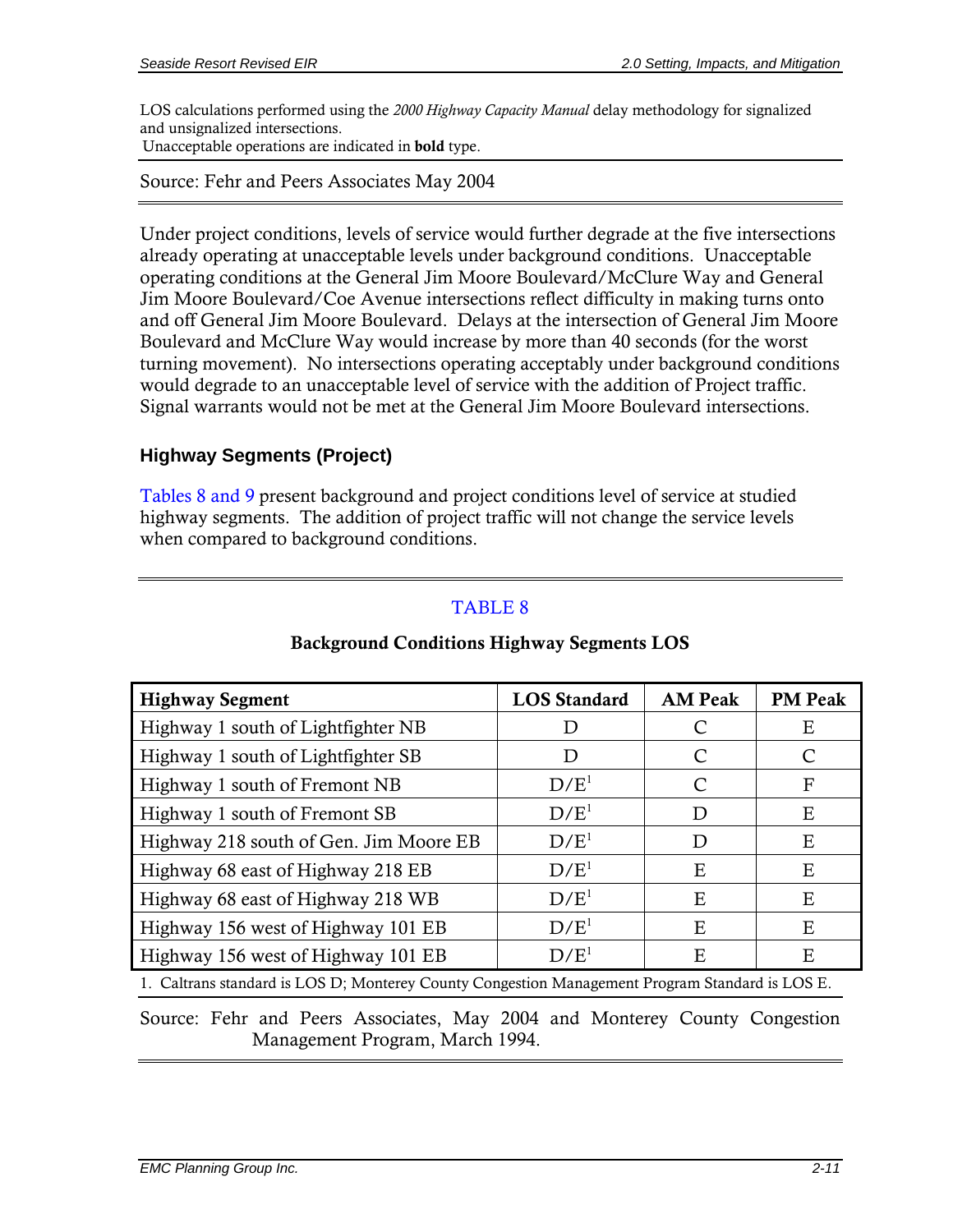LOS calculations performed using the *2000 Highway Capacity Manual* delay methodology for signalized and unsignalized intersections.
Unacceptable operations are indicated in **bold** type.

Source: Fehr and Peers Associates May 2004

Under project conditions, levels of service would further degrade at the five intersections already operating at unacceptable levels under background conditions. Unacceptable operating conditions at the General Jim Moore Boulevard/McClure Way and General Jim Moore Boulevard/Coe Avenue intersections reflect difficulty in making turns onto and off General Jim Moore Boulevard. Delays at the intersection of General Jim Moore Boulevard and McClure Way would increase by more than 40 seconds (for the worst turning movement). No intersections operating acceptably under background conditions would degrade to an unacceptable level of service with the addition of Project traffic. Signal warrants would not be met at the General Jim Moore Boulevard intersections.

### Highway Segments (Project)

Tables 8 and 9 present background and project conditions level of service at studied highway segments. The addition of project traffic will not change the service levels when compared to background conditions.

TABLE 8

**Background Conditions Highway Segments LOS**

| Highway Segment | LOS Standard | AM Peak | PM Peak |
|---|---|---|---|
| Highway 1 south of Lightfighter NB | D | C | E |
| Highway 1 south of Lightfighter SB | D | C | C |
| Highway 1 south of Fremont NB | D/E[1] | C | F |
| Highway 1 south of Fremont SB | D/E[1] | D | E |
| Highway 218 south of Gen. Jim Moore EB | D/E[1] | D | E |
| Highway 68 east of Highway 218 EB | D/E[1] | E | E |
| Highway 68 east of Highway 218 WB | D/E[1] | E | E |
| Highway 156 west of Highway 101 EB | D/E[1] | E | E |
| Highway 156 west of Highway 101 EB | D/E[1] | E | E |

1. Caltrans standard is LOS D; Monterey County Congestion Management Program Standard is LOS E.

Source: Fehr and Peers Associates, May 2004 and Monterey County Congestion Management Program, March 1994.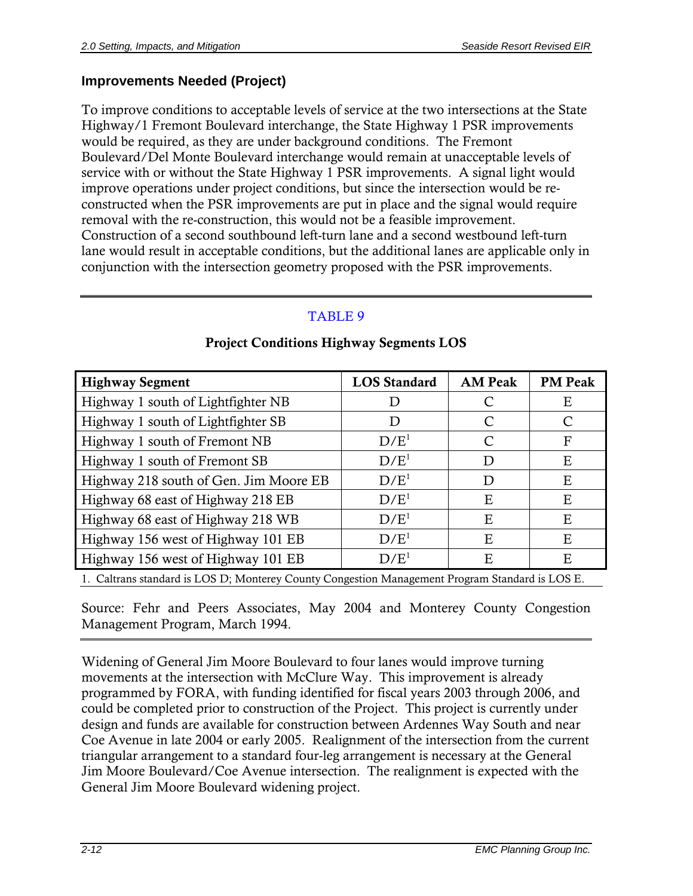### Improvements Needed (Project)

To improve conditions to acceptable levels of service at the two intersections at the State Highway/1 Fremont Boulevard interchange, the State Highway 1 PSR improvements would be required, as they are under background conditions. The Fremont Boulevard/Del Monte Boulevard interchange would remain at unacceptable levels of service with or without the State Highway 1 PSR improvements. A signal light would improve operations under project conditions, but since the intersection would be re-constructed when the PSR improvements are put in place and the signal would require removal with the re-construction, this would not be a feasible improvement. Construction of a second southbound left-turn lane and a second westbound left-turn lane would result in acceptable conditions, but the additional lanes are applicable only in conjunction with the intersection geometry proposed with the PSR improvements.

TABLE 9

**Project Conditions Highway Segments LOS**

| Highway Segment | LOS Standard | AM Peak | PM Peak |
|---|---|---|---|
| Highway 1 south of Lightfighter NB | D | C | E |
| Highway 1 south of Lightfighter SB | D | C | C |
| Highway 1 south of Fremont NB | D/E[1] | C | F |
| Highway 1 south of Fremont SB | D/E[1] | D | E |
| Highway 218 south of Gen. Jim Moore EB | D/E[1] | D | E |
| Highway 68 east of Highway 218 EB | D/E[1] | E | E |
| Highway 68 east of Highway 218 WB | D/E[1] | E | E |
| Highway 156 west of Highway 101 EB | D/E[1] | E | E |
| Highway 156 west of Highway 101 EB | D/E[1] | E | E |

1. Caltrans standard is LOS D; Monterey County Congestion Management Program Standard is LOS E.

Source: Fehr and Peers Associates, May 2004 and Monterey County Congestion Management Program, March 1994.

Widening of General Jim Moore Boulevard to four lanes would improve turning movements at the intersection with McClure Way. This improvement is already programmed by FORA, with funding identified for fiscal years 2003 through 2006, and could be completed prior to construction of the Project. This project is currently under design and funds are available for construction between Ardennes Way South and near Coe Avenue in late 2004 or early 2005. Realignment of the intersection from the current triangular arrangement to a standard four-leg arrangement is necessary at the General Jim Moore Boulevard/Coe Avenue intersection. The realignment is expected with the General Jim Moore Boulevard widening project.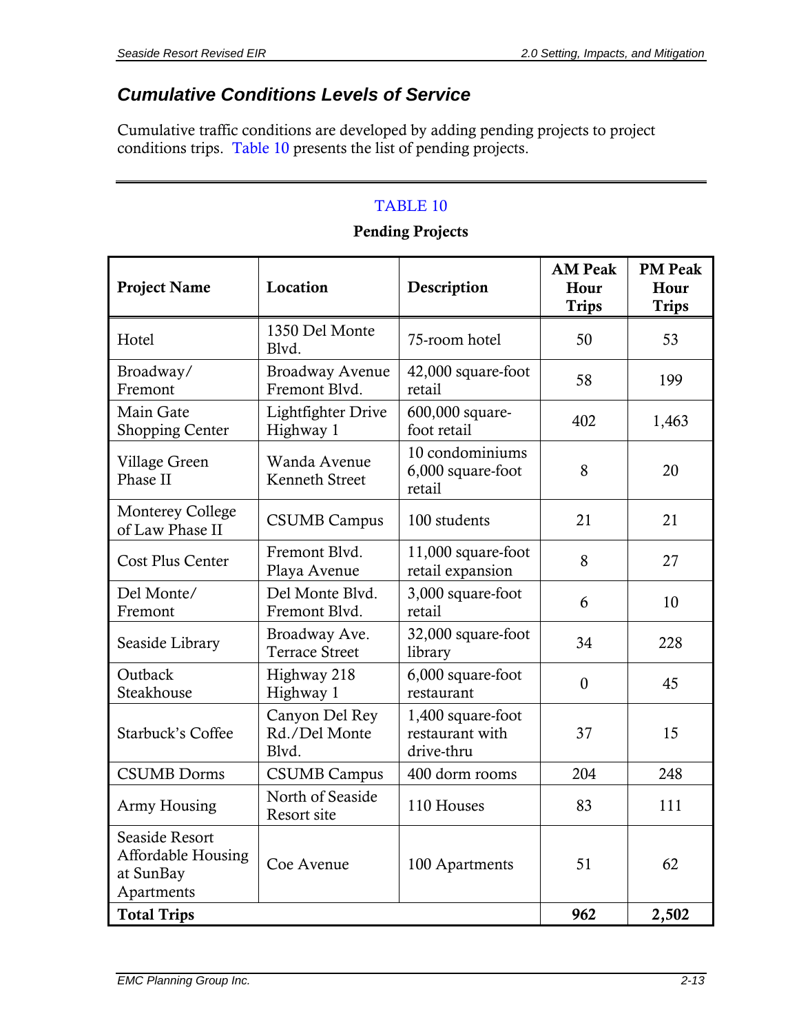## Cumulative Conditions Levels of Service

Cumulative traffic conditions are developed by adding pending projects to project conditions trips. Table 10 presents the list of pending projects.

TABLE 10

**Pending Projects**

| Project Name | Location | Description | AM Peak Hour Trips | PM Peak Hour Trips |
|---|---|---|---|---|
| Hotel | 1350 Del Monte Blvd. | 75-room hotel | 50 | 53 |
| Broadway/ Fremont | Broadway Avenue Fremont Blvd. | 42,000 square-foot retail | 58 | 199 |
| Main Gate Shopping Center | Lightfighter Drive Highway 1 | 600,000 square-foot retail | 402 | 1,463 |
| Village Green Phase II | Wanda Avenue Kenneth Street | 10 condominiums 6,000 square-foot retail | 8 | 20 |
| Monterey College of Law Phase II | CSUMB Campus | 100 students | 21 | 21 |
| Cost Plus Center | Fremont Blvd. Playa Avenue | 11,000 square-foot retail expansion | 8 | 27 |
| Del Monte/ Fremont | Del Monte Blvd. Fremont Blvd. | 3,000 square-foot retail | 6 | 10 |
| Seaside Library | Broadway Ave. Terrace Street | 32,000 square-foot library | 34 | 228 |
| Outback Steakhouse | Highway 218 Highway 1 | 6,000 square-foot restaurant | 0 | 45 |
| Starbuck's Coffee | Canyon Del Rey Rd./Del Monte Blvd. | 1,400 square-foot restaurant with drive-thru | 37 | 15 |
| CSUMB Dorms | CSUMB Campus | 400 dorm rooms | 204 | 248 |
| Army Housing | North of Seaside Resort site | 110 Houses | 83 | 111 |
| Seaside Resort Affordable Housing at SunBay Apartments | Coe Avenue | 100 Apartments | 51 | 62 |
| **Total Trips** | | | **962** | **2,502** |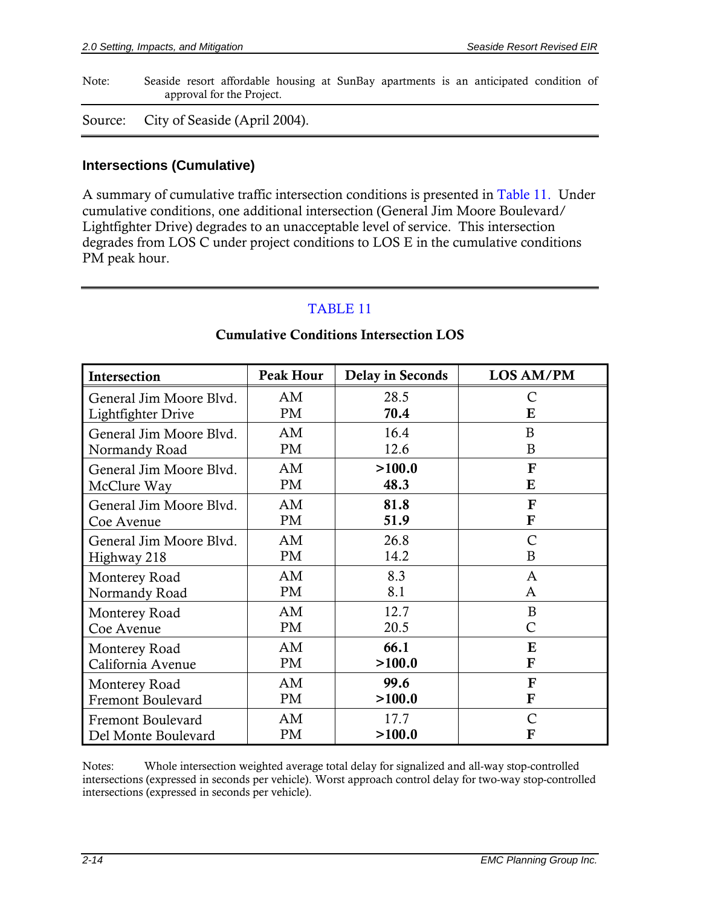Note: Seaside resort affordable housing at SunBay apartments is an anticipated condition of approval for the Project.

Source: City of Seaside (April 2004).

### Intersections (Cumulative)

A summary of cumulative traffic intersection conditions is presented in Table 11. Under cumulative conditions, one additional intersection (General Jim Moore Boulevard/ Lightfighter Drive) degrades to an unacceptable level of service. This intersection degrades from LOS C under project conditions to LOS E in the cumulative conditions PM peak hour.

TABLE 11

**Cumulative Conditions Intersection LOS**

| Intersection | Peak Hour | Delay in Seconds | LOS AM/PM |
|---|---|---|---|
| General Jim Moore Blvd.<br>Lightfighter Drive | AM<br>PM | 28.5<br>**70.4** | C<br>**E** |
| General Jim Moore Blvd.<br>Normandy Road | AM<br>PM | 16.4<br>12.6 | B<br>B |
| General Jim Moore Blvd.<br>McClure Way | AM<br>PM | **>100.0**<br>**48.3** | **F**<br>**E** |
| General Jim Moore Blvd.<br>Coe Avenue | AM<br>PM | **81.8**<br>**51.9** | **F**<br>**F** |
| General Jim Moore Blvd.<br>Highway 218 | AM<br>PM | 26.8<br>14.2 | C<br>B |
| Monterey Road<br>Normandy Road | AM<br>PM | 8.3<br>8.1 | A<br>A |
| Monterey Road<br>Coe Avenue | AM<br>PM | 12.7<br>20.5 | B<br>C |
| Monterey Road<br>California Avenue | AM<br>PM | **66.1**<br>**>100.0** | **E**<br>**F** |
| Monterey Road<br>Fremont Boulevard | AM<br>PM | **99.6**<br>**>100.0** | **F**<br>**F** |
| Fremont Boulevard<br>Del Monte Boulevard | AM<br>PM | 17.7<br>**>100.0** | C<br>**F** |

Notes: Whole intersection weighted average total delay for signalized and all-way stop-controlled intersections (expressed in seconds per vehicle). Worst approach control delay for two-way stop-controlled intersections (expressed in seconds per vehicle).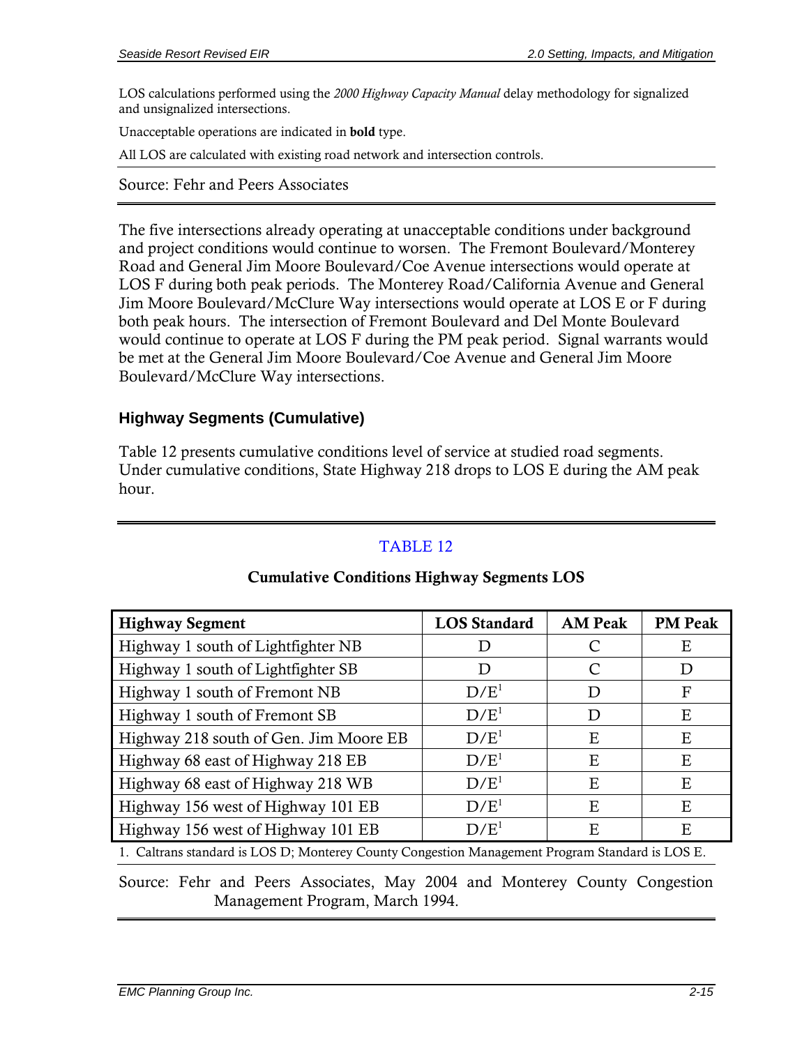LOS calculations performed using the *2000 Highway Capacity Manual* delay methodology for signalized and unsignalized intersections.

Unacceptable operations are indicated in **bold** type.

All LOS are calculated with existing road network and intersection controls.

Source: Fehr and Peers Associates

The five intersections already operating at unacceptable conditions under background and project conditions would continue to worsen. The Fremont Boulevard/Monterey Road and General Jim Moore Boulevard/Coe Avenue intersections would operate at LOS F during both peak periods. The Monterey Road/California Avenue and General Jim Moore Boulevard/McClure Way intersections would operate at LOS E or F during both peak hours. The intersection of Fremont Boulevard and Del Monte Boulevard would continue to operate at LOS F during the PM peak period. Signal warrants would be met at the General Jim Moore Boulevard/Coe Avenue and General Jim Moore Boulevard/McClure Way intersections.

### Highway Segments (Cumulative)

Table 12 presents cumulative conditions level of service at studied road segments. Under cumulative conditions, State Highway 218 drops to LOS E during the AM peak hour.

TABLE 12

**Cumulative Conditions Highway Segments LOS**

| Highway Segment | LOS Standard | AM Peak | PM Peak |
|---|---|---|---|
| Highway 1 south of Lightfighter NB | D | C | E |
| Highway 1 south of Lightfighter SB | D | C | D |
| Highway 1 south of Fremont NB | D/E[1] | D | F |
| Highway 1 south of Fremont SB | D/E[1] | D | E |
| Highway 218 south of Gen. Jim Moore EB | D/E[1] | E | E |
| Highway 68 east of Highway 218 EB | D/E[1] | E | E |
| Highway 68 east of Highway 218 WB | D/E[1] | E | E |
| Highway 156 west of Highway 101 EB | D/E[1] | E | E |
| Highway 156 west of Highway 101 EB | D/E[1] | E | E |

1. Caltrans standard is LOS D; Monterey County Congestion Management Program Standard is LOS E.

Source: Fehr and Peers Associates, May 2004 and Monterey County Congestion Management Program, March 1994.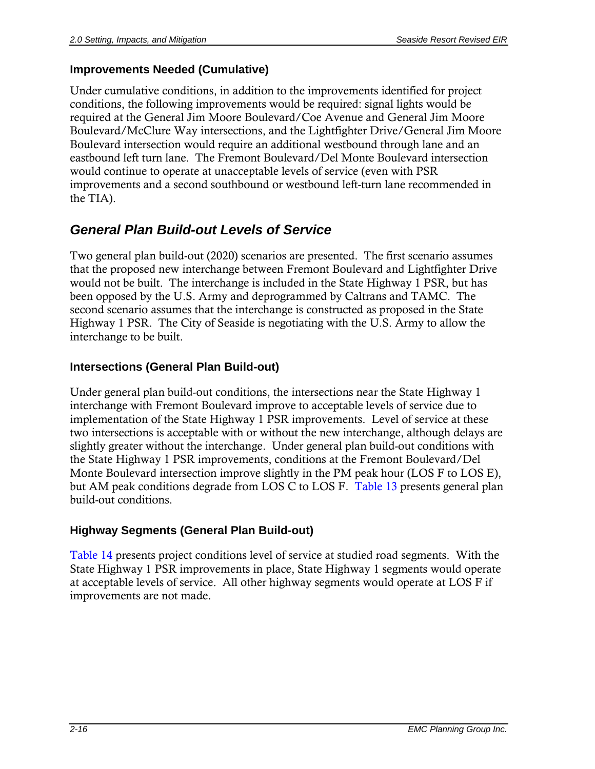### Improvements Needed (Cumulative)

Under cumulative conditions, in addition to the improvements identified for project conditions, the following improvements would be required: signal lights would be required at the General Jim Moore Boulevard/Coe Avenue and General Jim Moore Boulevard/McClure Way intersections, and the Lightfighter Drive/General Jim Moore Boulevard intersection would require an additional westbound through lane and an eastbound left turn lane. The Fremont Boulevard/Del Monte Boulevard intersection would continue to operate at unacceptable levels of service (even with PSR improvements and a second southbound or westbound left-turn lane recommended in the TIA).

## *General Plan Build-out Levels of Service*

Two general plan build-out (2020) scenarios are presented. The first scenario assumes that the proposed new interchange between Fremont Boulevard and Lightfighter Drive would not be built. The interchange is included in the State Highway 1 PSR, but has been opposed by the U.S. Army and deprogrammed by Caltrans and TAMC. The second scenario assumes that the interchange is constructed as proposed in the State Highway 1 PSR. The City of Seaside is negotiating with the U.S. Army to allow the interchange to be built.

### Intersections (General Plan Build-out)

Under general plan build-out conditions, the intersections near the State Highway 1 interchange with Fremont Boulevard improve to acceptable levels of service due to implementation of the State Highway 1 PSR improvements. Level of service at these two intersections is acceptable with or without the new interchange, although delays are slightly greater without the interchange. Under general plan build-out conditions with the State Highway 1 PSR improvements, conditions at the Fremont Boulevard/Del Monte Boulevard intersection improve slightly in the PM peak hour (LOS F to LOS E), but AM peak conditions degrade from LOS C to LOS F. Table 13 presents general plan build-out conditions.

### Highway Segments (General Plan Build-out)

Table 14 presents project conditions level of service at studied road segments. With the State Highway 1 PSR improvements in place, State Highway 1 segments would operate at acceptable levels of service. All other highway segments would operate at LOS F if improvements are not made.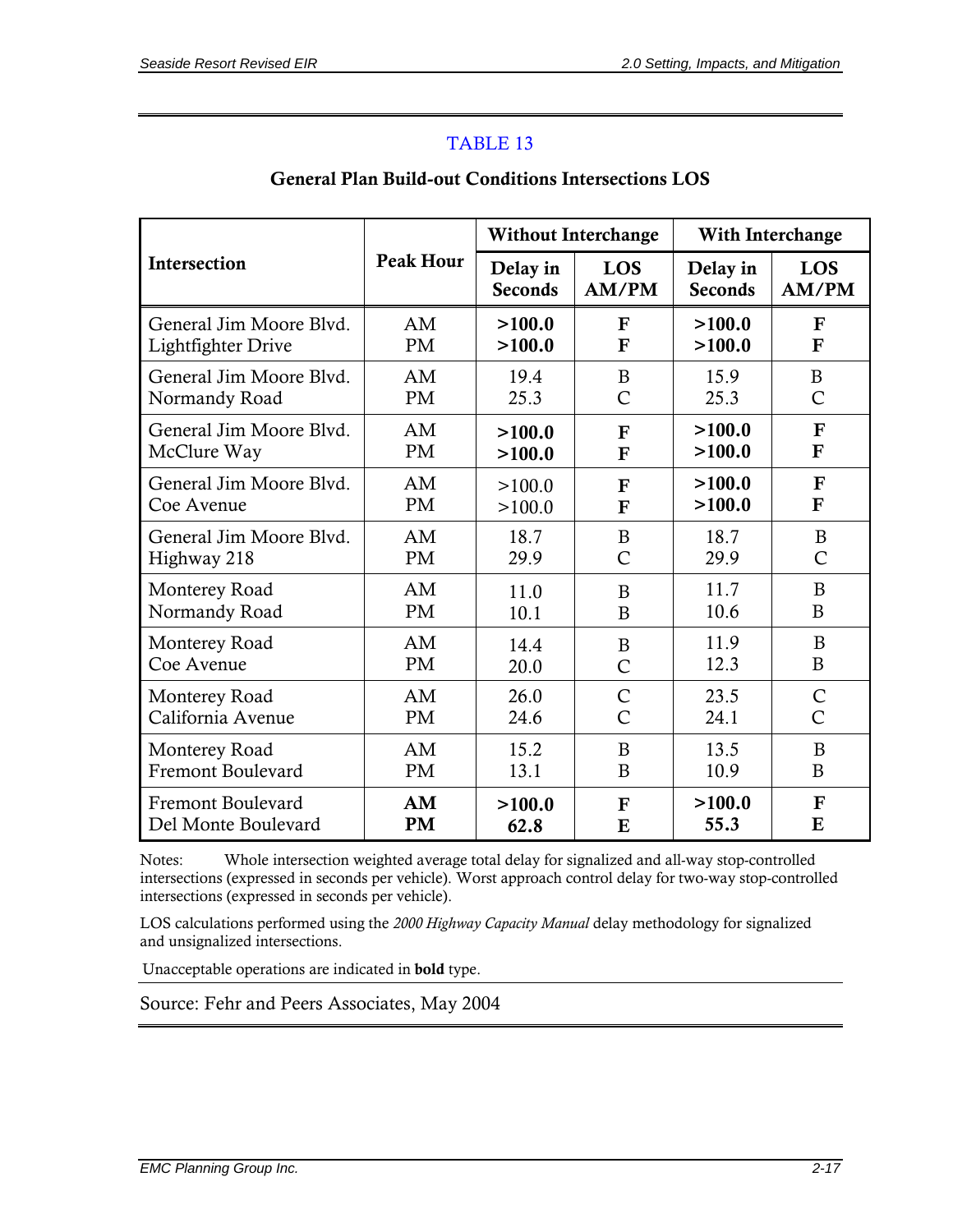TABLE 13

**General Plan Build-out Conditions Intersections LOS**

| Intersection | Peak Hour | Without Interchange | | With Interchange | |
|---|---|---|---|---|---|
| | | Delay in Seconds | LOS AM/PM | Delay in Seconds | LOS AM/PM |
| General Jim Moore Blvd.<br>Lightfighter Drive | AM<br>PM | **>100.0**<br>**>100.0** | **F**<br>**F** | **>100.0**<br>**>100.0** | **F**<br>**F** |
| General Jim Moore Blvd.<br>Normandy Road | AM<br>PM | 19.4<br>25.3 | B<br>C | 15.9<br>25.3 | B<br>C |
| General Jim Moore Blvd.<br>McClure Way | AM<br>PM | **>100.0**<br>**>100.0** | **F**<br>**F** | **>100.0**<br>**>100.0** | **F**<br>**F** |
| General Jim Moore Blvd.<br>Coe Avenue | AM<br>PM | >100.0<br>>100.0 | **F**<br>**F** | **>100.0**<br>**>100.0** | **F**<br>**F** |
| General Jim Moore Blvd.<br>Highway 218 | AM<br>PM | 18.7<br>29.9 | B<br>C | 18.7<br>29.9 | B<br>C |
| Monterey Road<br>Normandy Road | AM<br>PM | 11.0<br>10.1 | B<br>B | 11.7<br>10.6 | B<br>B |
| Monterey Road<br>Coe Avenue | AM<br>PM | 14.4<br>20.0 | B<br>C | 11.9<br>12.3 | B<br>B |
| Monterey Road<br>California Avenue | AM<br>PM | 26.0<br>24.6 | C<br>C | 23.5<br>24.1 | C<br>C |
| Monterey Road<br>Fremont Boulevard | AM<br>PM | 15.2<br>13.1 | B<br>B | 13.5<br>10.9 | B<br>B |
| Fremont Boulevard<br>Del Monte Boulevard | **AM**<br>**PM** | **>100.0**<br>**62.8** | **F**<br>**E** | **>100.0**<br>**55.3** | **F**<br>**E** |

Notes: Whole intersection weighted average total delay for signalized and all-way stop-controlled intersections (expressed in seconds per vehicle). Worst approach control delay for two-way stop-controlled intersections (expressed in seconds per vehicle).

LOS calculations performed using the *2000 Highway Capacity Manual* delay methodology for signalized and unsignalized intersections.

Unacceptable operations are indicated in **bold** type.

Source: Fehr and Peers Associates, May 2004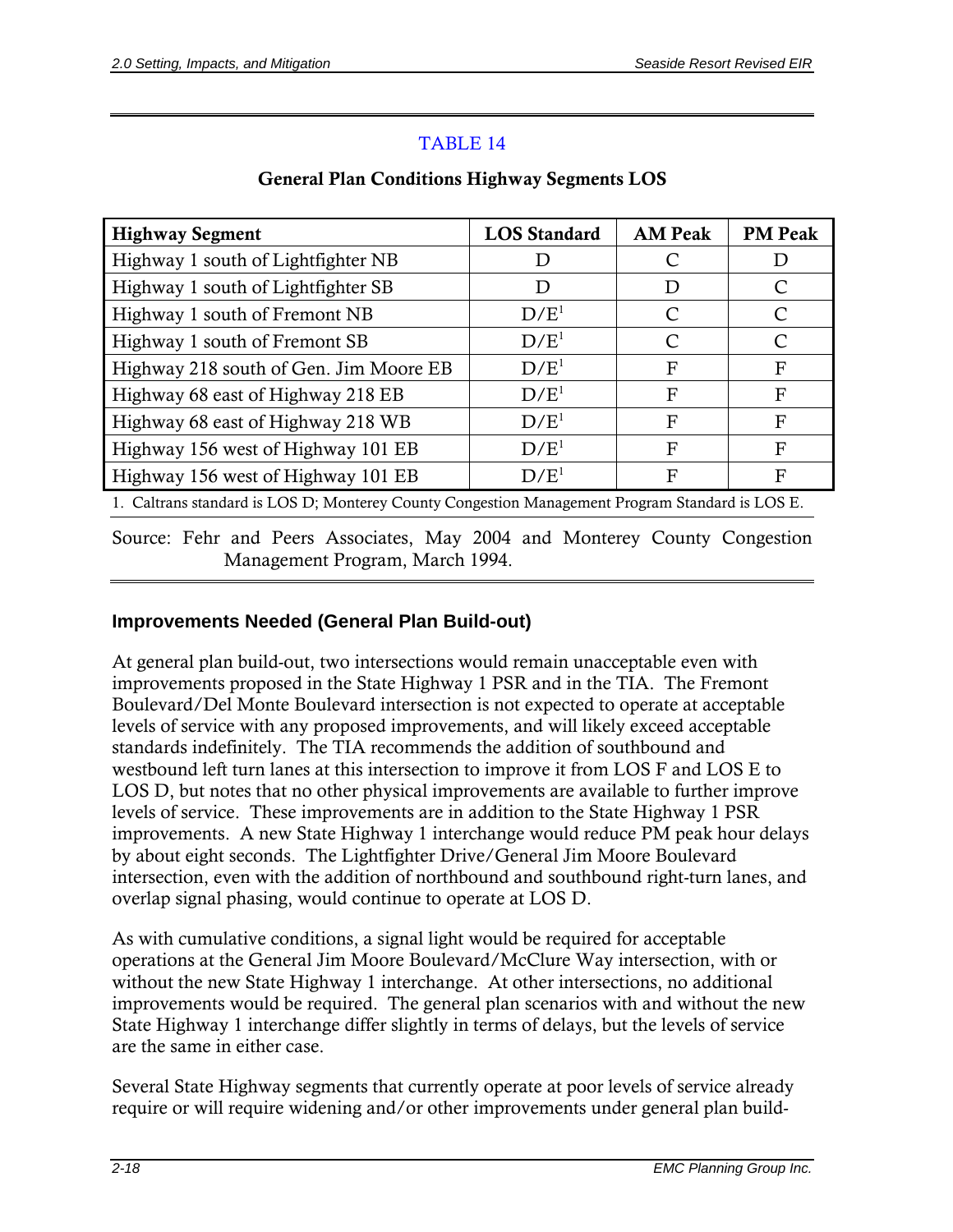TABLE 14

**General Plan Conditions Highway Segments LOS**

| Highway Segment | LOS Standard | AM Peak | PM Peak |
|---|---|---|---|
| Highway 1 south of Lightfighter NB | D | C | D |
| Highway 1 south of Lightfighter SB | D | D | C |
| Highway 1 south of Fremont NB | D/E[1] | C | C |
| Highway 1 south of Fremont SB | D/E[1] | C | C |
| Highway 218 south of Gen. Jim Moore EB | D/E[1] | F | F |
| Highway 68 east of Highway 218 EB | D/E[1] | F | F |
| Highway 68 east of Highway 218 WB | D/E[1] | F | F |
| Highway 156 west of Highway 101 EB | D/E[1] | F | F |
| Highway 156 west of Highway 101 EB | D/E[1] | F | F |

1. Caltrans standard is LOS D; Monterey County Congestion Management Program Standard is LOS E.

Source: Fehr and Peers Associates, May 2004 and Monterey County Congestion Management Program, March 1994.

### Improvements Needed (General Plan Build-out)

At general plan build-out, two intersections would remain unacceptable even with improvements proposed in the State Highway 1 PSR and in the TIA. The Fremont Boulevard/Del Monte Boulevard intersection is not expected to operate at acceptable levels of service with any proposed improvements, and will likely exceed acceptable standards indefinitely. The TIA recommends the addition of southbound and westbound left turn lanes at this intersection to improve it from LOS F and LOS E to LOS D, but notes that no other physical improvements are available to further improve levels of service. These improvements are in addition to the State Highway 1 PSR improvements. A new State Highway 1 interchange would reduce PM peak hour delays by about eight seconds. The Lightfighter Drive/General Jim Moore Boulevard intersection, even with the addition of northbound and southbound right-turn lanes, and overlap signal phasing, would continue to operate at LOS D.

As with cumulative conditions, a signal light would be required for acceptable operations at the General Jim Moore Boulevard/McClure Way intersection, with or without the new State Highway 1 interchange. At other intersections, no additional improvements would be required. The general plan scenarios with and without the new State Highway 1 interchange differ slightly in terms of delays, but the levels of service are the same in either case.

Several State Highway segments that currently operate at poor levels of service already require or will require widening and/or other improvements under general plan build-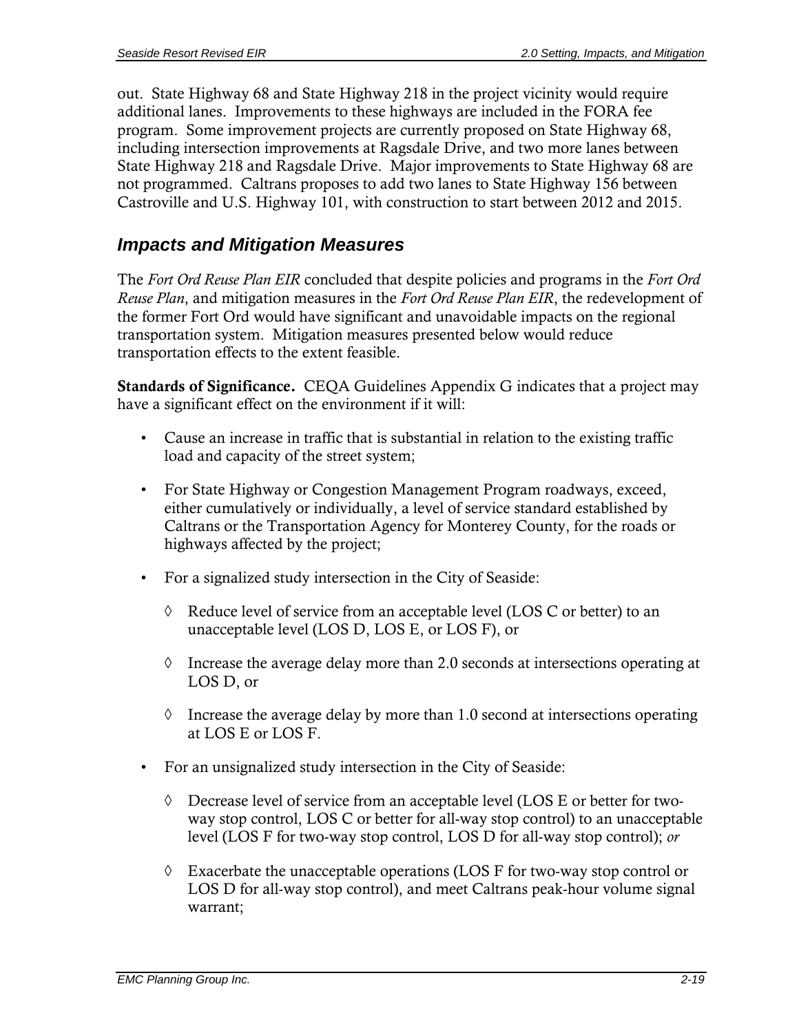out. State Highway 68 and State Highway 218 in the project vicinity would require additional lanes. Improvements to these highways are included in the FORA fee program. Some improvement projects are currently proposed on State Highway 68, including intersection improvements at Ragsdale Drive, and two more lanes between State Highway 218 and Ragsdale Drive. Major improvements to State Highway 68 are not programmed. Caltrans proposes to add two lanes to State Highway 156 between Castroville and U.S. Highway 101, with construction to start between 2012 and 2015.

## *Impacts and Mitigation Measures*

The *Fort Ord Reuse Plan EIR* concluded that despite policies and programs in the *Fort Ord Reuse Plan*, and mitigation measures in the *Fort Ord Reuse Plan EIR*, the redevelopment of the former Fort Ord would have significant and unavoidable impacts on the regional transportation system. Mitigation measures presented below would reduce transportation effects to the extent feasible.

**Standards of Significance.** CEQA Guidelines Appendix G indicates that a project may have a significant effect on the environment if it will:

- Cause an increase in traffic that is substantial in relation to the existing traffic load and capacity of the street system;
- For State Highway or Congestion Management Program roadways, exceed, either cumulatively or individually, a level of service standard established by Caltrans or the Transportation Agency for Monterey County, for the roads or highways affected by the project;
- For a signalized study intersection in the City of Seaside:
  - ◊ Reduce level of service from an acceptable level (LOS C or better) to an unacceptable level (LOS D, LOS E, or LOS F), or
  - ◊ Increase the average delay more than 2.0 seconds at intersections operating at LOS D, or
  - ◊ Increase the average delay by more than 1.0 second at intersections operating at LOS E or LOS F.
- For an unsignalized study intersection in the City of Seaside:
  - ◊ Decrease level of service from an acceptable level (LOS E or better for two-way stop control, LOS C or better for all-way stop control) to an unacceptable level (LOS F for two-way stop control, LOS D for all-way stop control); *or*
  - ◊ Exacerbate the unacceptable operations (LOS F for two-way stop control or LOS D for all-way stop control), and meet Caltrans peak-hour volume signal warrant;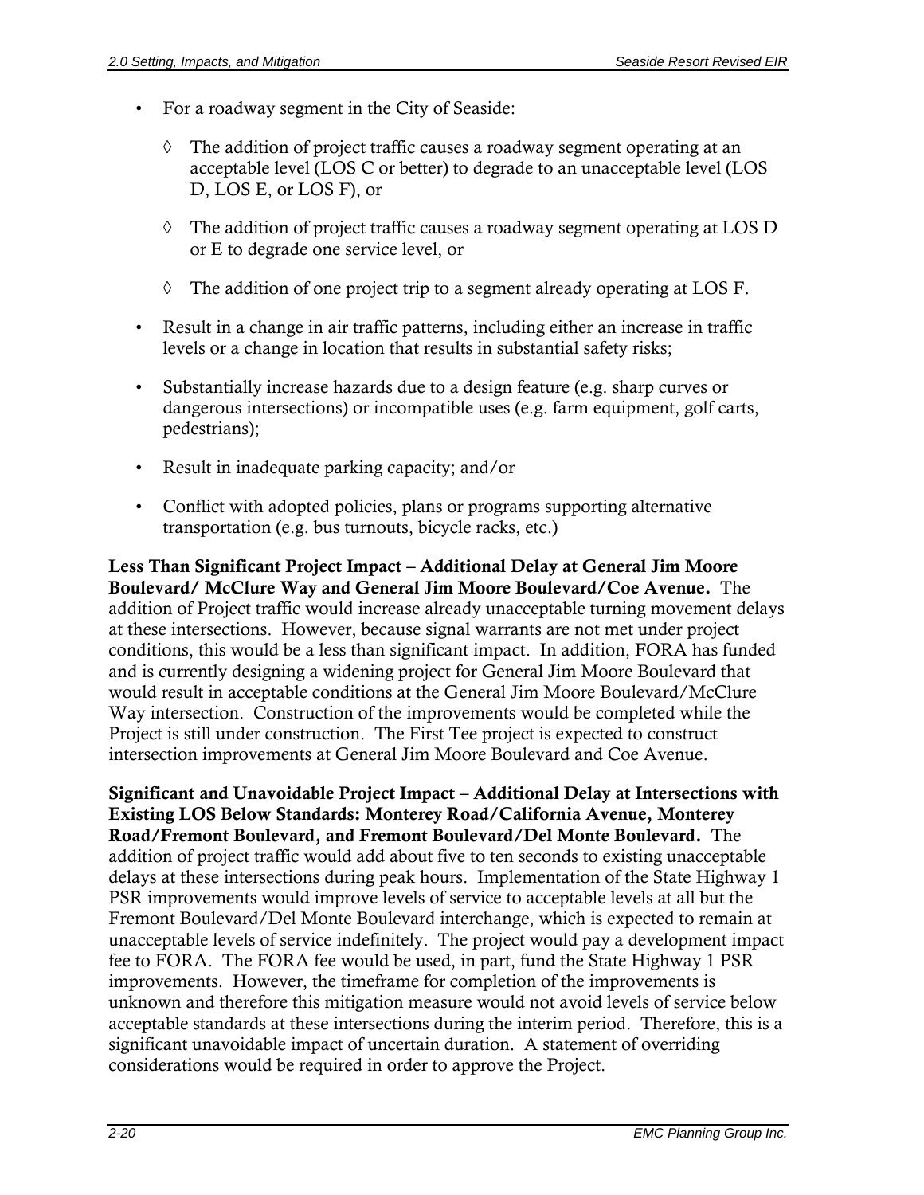- For a roadway segment in the City of Seaside:
  - ◊ The addition of project traffic causes a roadway segment operating at an acceptable level (LOS C or better) to degrade to an unacceptable level (LOS D, LOS E, or LOS F), or
  - ◊ The addition of project traffic causes a roadway segment operating at LOS D or E to degrade one service level, or
  - ◊ The addition of one project trip to a segment already operating at LOS F.
- Result in a change in air traffic patterns, including either an increase in traffic levels or a change in location that results in substantial safety risks;
- Substantially increase hazards due to a design feature (e.g. sharp curves or dangerous intersections) or incompatible uses (e.g. farm equipment, golf carts, pedestrians);
- Result in inadequate parking capacity; and/or
- Conflict with adopted policies, plans or programs supporting alternative transportation (e.g. bus turnouts, bicycle racks, etc.)

**Less Than Significant Project Impact – Additional Delay at General Jim Moore Boulevard/ McClure Way and General Jim Moore Boulevard/Coe Avenue.** The addition of Project traffic would increase already unacceptable turning movement delays at these intersections. However, because signal warrants are not met under project conditions, this would be a less than significant impact. In addition, FORA has funded and is currently designing a widening project for General Jim Moore Boulevard that would result in acceptable conditions at the General Jim Moore Boulevard/McClure Way intersection. Construction of the improvements would be completed while the Project is still under construction. The First Tee project is expected to construct intersection improvements at General Jim Moore Boulevard and Coe Avenue.

**Significant and Unavoidable Project Impact – Additional Delay at Intersections with Existing LOS Below Standards: Monterey Road/California Avenue, Monterey Road/Fremont Boulevard, and Fremont Boulevard/Del Monte Boulevard.** The addition of project traffic would add about five to ten seconds to existing unacceptable delays at these intersections during peak hours. Implementation of the State Highway 1 PSR improvements would improve levels of service to acceptable levels at all but the Fremont Boulevard/Del Monte Boulevard interchange, which is expected to remain at unacceptable levels of service indefinitely. The project would pay a development impact fee to FORA. The FORA fee would be used, in part, fund the State Highway 1 PSR improvements. However, the timeframe for completion of the improvements is unknown and therefore this mitigation measure would not avoid levels of service below acceptable standards at these intersections during the interim period. Therefore, this is a significant unavoidable impact of uncertain duration. A statement of overriding considerations would be required in order to approve the Project.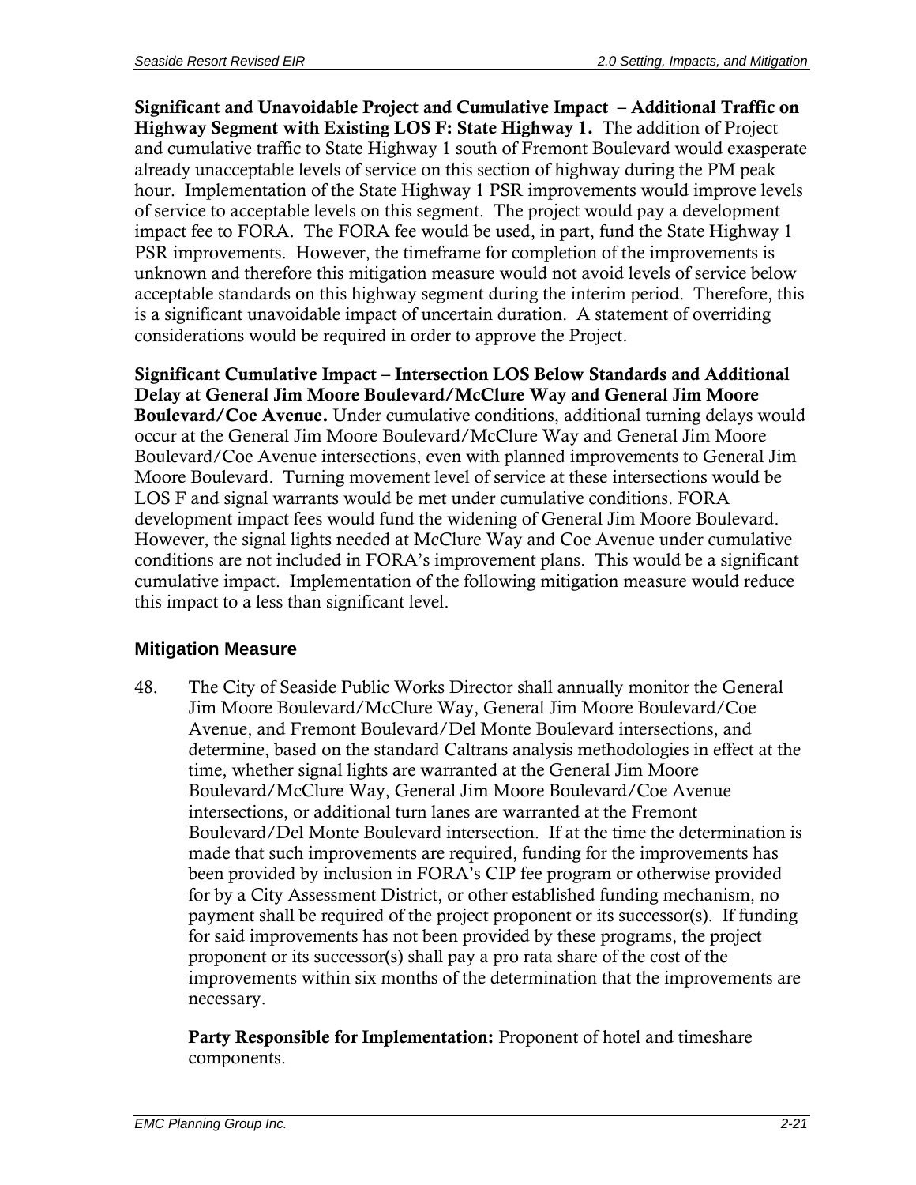**Significant and Unavoidable Project and Cumulative Impact – Additional Traffic on Highway Segment with Existing LOS F: State Highway 1.** The addition of Project and cumulative traffic to State Highway 1 south of Fremont Boulevard would exasperate already unacceptable levels of service on this section of highway during the PM peak hour. Implementation of the State Highway 1 PSR improvements would improve levels of service to acceptable levels on this segment. The project would pay a development impact fee to FORA. The FORA fee would be used, in part, fund the State Highway 1 PSR improvements. However, the timeframe for completion of the improvements is unknown and therefore this mitigation measure would not avoid levels of service below acceptable standards on this highway segment during the interim period. Therefore, this is a significant unavoidable impact of uncertain duration. A statement of overriding considerations would be required in order to approve the Project.

**Significant Cumulative Impact – Intersection LOS Below Standards and Additional Delay at General Jim Moore Boulevard/McClure Way and General Jim Moore Boulevard/Coe Avenue.** Under cumulative conditions, additional turning delays would occur at the General Jim Moore Boulevard/McClure Way and General Jim Moore Boulevard/Coe Avenue intersections, even with planned improvements to General Jim Moore Boulevard. Turning movement level of service at these intersections would be LOS F and signal warrants would be met under cumulative conditions. FORA development impact fees would fund the widening of General Jim Moore Boulevard. However, the signal lights needed at McClure Way and Coe Avenue under cumulative conditions are not included in FORA's improvement plans. This would be a significant cumulative impact. Implementation of the following mitigation measure would reduce this impact to a less than significant level.

### Mitigation Measure

48. The City of Seaside Public Works Director shall annually monitor the General Jim Moore Boulevard/McClure Way, General Jim Moore Boulevard/Coe Avenue, and Fremont Boulevard/Del Monte Boulevard intersections, and determine, based on the standard Caltrans analysis methodologies in effect at the time, whether signal lights are warranted at the General Jim Moore Boulevard/McClure Way, General Jim Moore Boulevard/Coe Avenue intersections, or additional turn lanes are warranted at the Fremont Boulevard/Del Monte Boulevard intersection. If at the time the determination is made that such improvements are required, funding for the improvements has been provided by inclusion in FORA's CIP fee program or otherwise provided for by a City Assessment District, or other established funding mechanism, no payment shall be required of the project proponent or its successor(s). If funding for said improvements has not been provided by these programs, the project proponent or its successor(s) shall pay a pro rata share of the cost of the improvements within six months of the determination that the improvements are necessary.

    **Party Responsible for Implementation:** Proponent of hotel and timeshare components.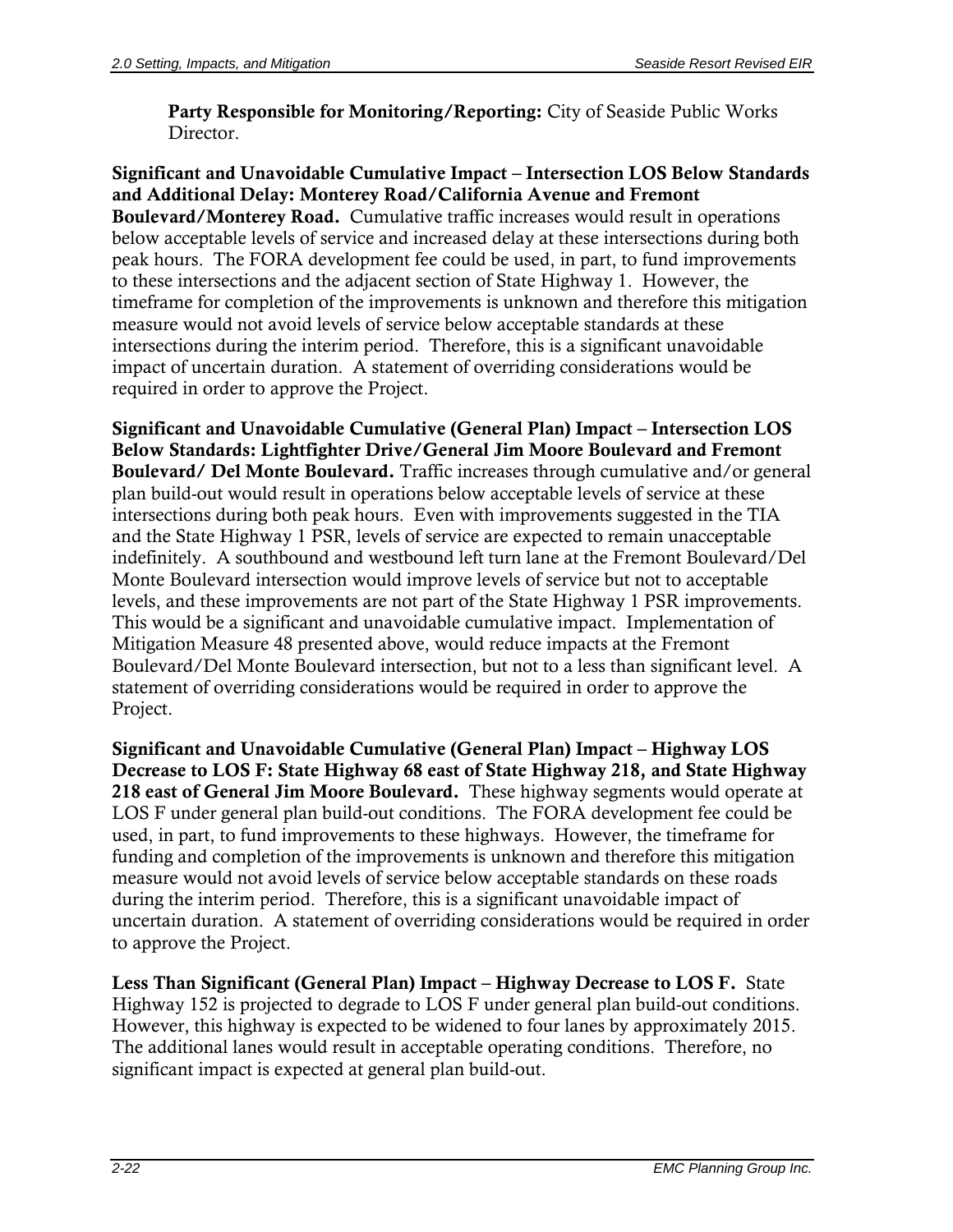**Party Responsible for Monitoring/Reporting:** City of Seaside Public Works Director.

**Significant and Unavoidable Cumulative Impact – Intersection LOS Below Standards and Additional Delay: Monterey Road/California Avenue and Fremont Boulevard/Monterey Road.** Cumulative traffic increases would result in operations below acceptable levels of service and increased delay at these intersections during both peak hours. The FORA development fee could be used, in part, to fund improvements to these intersections and the adjacent section of State Highway 1. However, the timeframe for completion of the improvements is unknown and therefore this mitigation measure would not avoid levels of service below acceptable standards at these intersections during the interim period. Therefore, this is a significant unavoidable impact of uncertain duration. A statement of overriding considerations would be required in order to approve the Project.

**Significant and Unavoidable Cumulative (General Plan) Impact – Intersection LOS Below Standards: Lightfighter Drive/General Jim Moore Boulevard and Fremont Boulevard/ Del Monte Boulevard.** Traffic increases through cumulative and/or general plan build-out would result in operations below acceptable levels of service at these intersections during both peak hours. Even with improvements suggested in the TIA and the State Highway 1 PSR, levels of service are expected to remain unacceptable indefinitely. A southbound and westbound left turn lane at the Fremont Boulevard/Del Monte Boulevard intersection would improve levels of service but not to acceptable levels, and these improvements are not part of the State Highway 1 PSR improvements. This would be a significant and unavoidable cumulative impact. Implementation of Mitigation Measure 48 presented above, would reduce impacts at the Fremont Boulevard/Del Monte Boulevard intersection, but not to a less than significant level. A statement of overriding considerations would be required in order to approve the Project.

**Significant and Unavoidable Cumulative (General Plan) Impact – Highway LOS Decrease to LOS F: State Highway 68 east of State Highway 218, and State Highway 218 east of General Jim Moore Boulevard.** These highway segments would operate at LOS F under general plan build-out conditions. The FORA development fee could be used, in part, to fund improvements to these highways. However, the timeframe for funding and completion of the improvements is unknown and therefore this mitigation measure would not avoid levels of service below acceptable standards on these roads during the interim period. Therefore, this is a significant unavoidable impact of uncertain duration. A statement of overriding considerations would be required in order to approve the Project.

**Less Than Significant (General Plan) Impact – Highway Decrease to LOS F.** State Highway 152 is projected to degrade to LOS F under general plan build-out conditions. However, this highway is expected to be widened to four lanes by approximately 2015. The additional lanes would result in acceptable operating conditions. Therefore, no significant impact is expected at general plan build-out.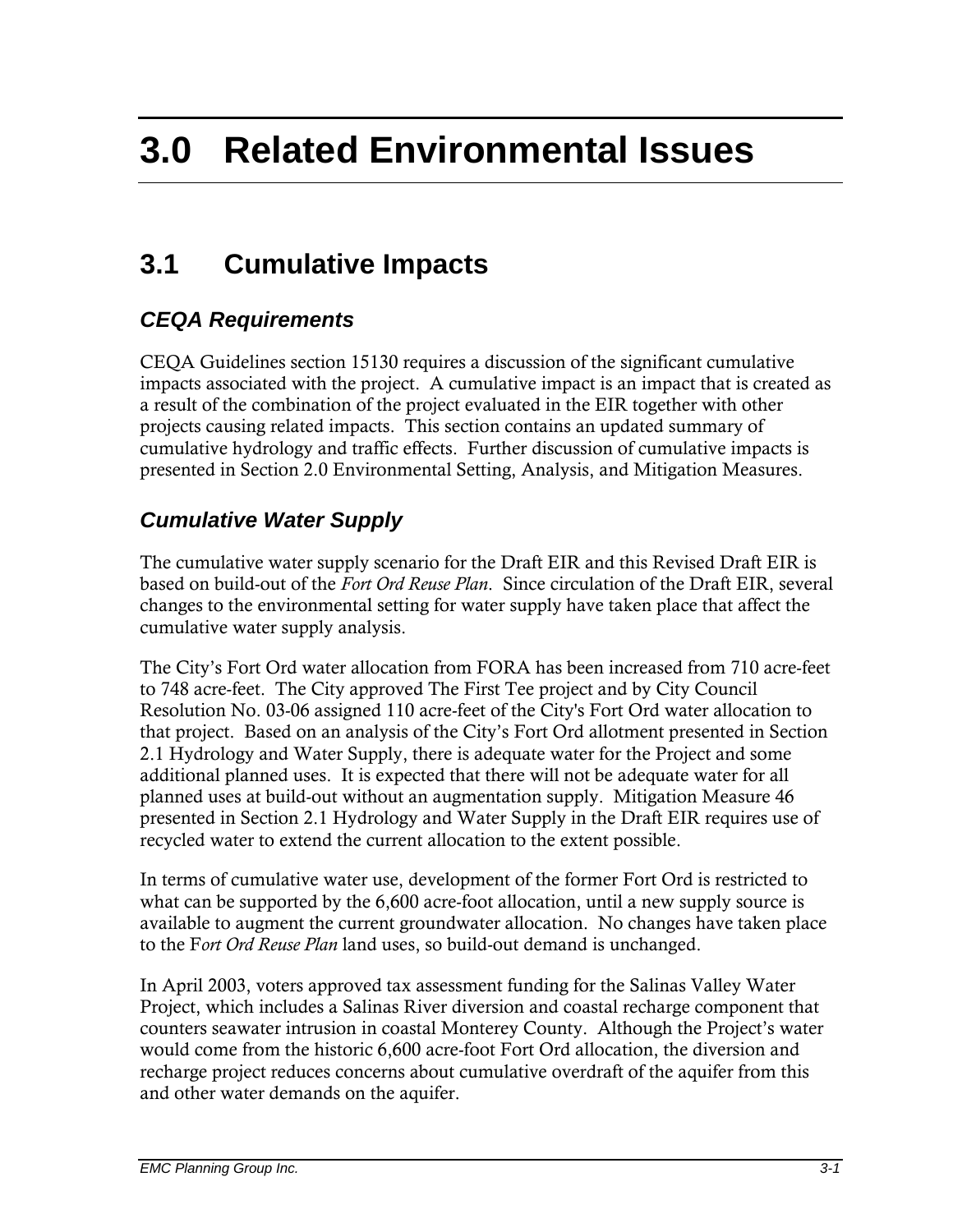# 3.0 Related Environmental Issues

## 3.1 Cumulative Impacts

### *CEQA Requirements*

CEQA Guidelines section 15130 requires a discussion of the significant cumulative impacts associated with the project. A cumulative impact is an impact that is created as a result of the combination of the project evaluated in the EIR together with other projects causing related impacts. This section contains an updated summary of cumulative hydrology and traffic effects. Further discussion of cumulative impacts is presented in Section 2.0 Environmental Setting, Analysis, and Mitigation Measures.

### *Cumulative Water Supply*

The cumulative water supply scenario for the Draft EIR and this Revised Draft EIR is based on build-out of the *Fort Ord Reuse Plan*. Since circulation of the Draft EIR, several changes to the environmental setting for water supply have taken place that affect the cumulative water supply analysis.

The City's Fort Ord water allocation from FORA has been increased from 710 acre-feet to 748 acre-feet. The City approved The First Tee project and by City Council Resolution No. 03-06 assigned 110 acre-feet of the City's Fort Ord water allocation to that project. Based on an analysis of the City's Fort Ord allotment presented in Section 2.1 Hydrology and Water Supply, there is adequate water for the Project and some additional planned uses. It is expected that there will not be adequate water for all planned uses at build-out without an augmentation supply. Mitigation Measure 46 presented in Section 2.1 Hydrology and Water Supply in the Draft EIR requires use of recycled water to extend the current allocation to the extent possible.

In terms of cumulative water use, development of the former Fort Ord is restricted to what can be supported by the 6,600 acre-foot allocation, until a new supply source is available to augment the current groundwater allocation. No changes have taken place to the F*ort Ord Reuse Plan* land uses, so build-out demand is unchanged.

In April 2003, voters approved tax assessment funding for the Salinas Valley Water Project, which includes a Salinas River diversion and coastal recharge component that counters seawater intrusion in coastal Monterey County. Although the Project's water would come from the historic 6,600 acre-foot Fort Ord allocation, the diversion and recharge project reduces concerns about cumulative overdraft of the aquifer from this and other water demands on the aquifer.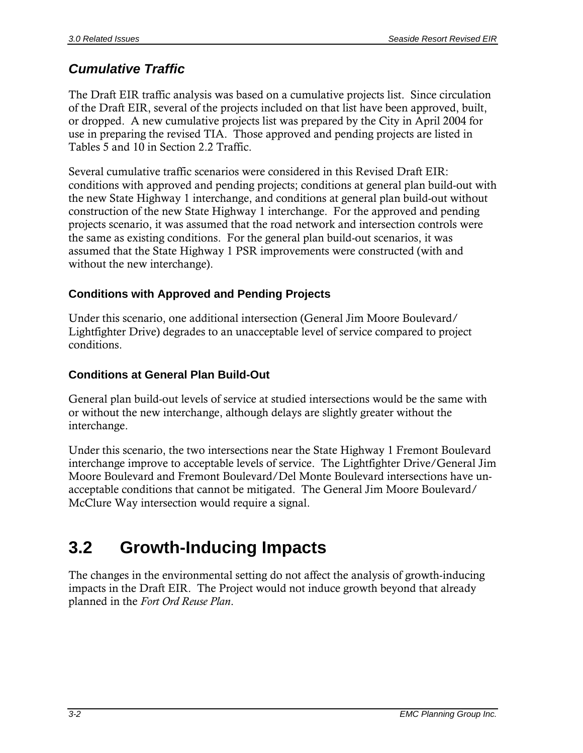### *Cumulative Traffic*

The Draft EIR traffic analysis was based on a cumulative projects list. Since circulation of the Draft EIR, several of the projects included on that list have been approved, built, or dropped. A new cumulative projects list was prepared by the City in April 2004 for use in preparing the revised TIA. Those approved and pending projects are listed in Tables 5 and 10 in Section 2.2 Traffic.

Several cumulative traffic scenarios were considered in this Revised Draft EIR: conditions with approved and pending projects; conditions at general plan build-out with the new State Highway 1 interchange, and conditions at general plan build-out without construction of the new State Highway 1 interchange. For the approved and pending projects scenario, it was assumed that the road network and intersection controls were the same as existing conditions. For the general plan build-out scenarios, it was assumed that the State Highway 1 PSR improvements were constructed (with and without the new interchange).

#### Conditions with Approved and Pending Projects

Under this scenario, one additional intersection (General Jim Moore Boulevard/ Lightfighter Drive) degrades to an unacceptable level of service compared to project conditions.

#### Conditions at General Plan Build-Out

General plan build-out levels of service at studied intersections would be the same with or without the new interchange, although delays are slightly greater without the interchange.

Under this scenario, the two intersections near the State Highway 1 Fremont Boulevard interchange improve to acceptable levels of service. The Lightfighter Drive/General Jim Moore Boulevard and Fremont Boulevard/Del Monte Boulevard intersections have unacceptable conditions that cannot be mitigated. The General Jim Moore Boulevard/ McClure Way intersection would require a signal.

## 3.2 Growth-Inducing Impacts

The changes in the environmental setting do not affect the analysis of growth-inducing impacts in the Draft EIR. The Project would not induce growth beyond that already planned in the *Fort Ord Reuse Plan*.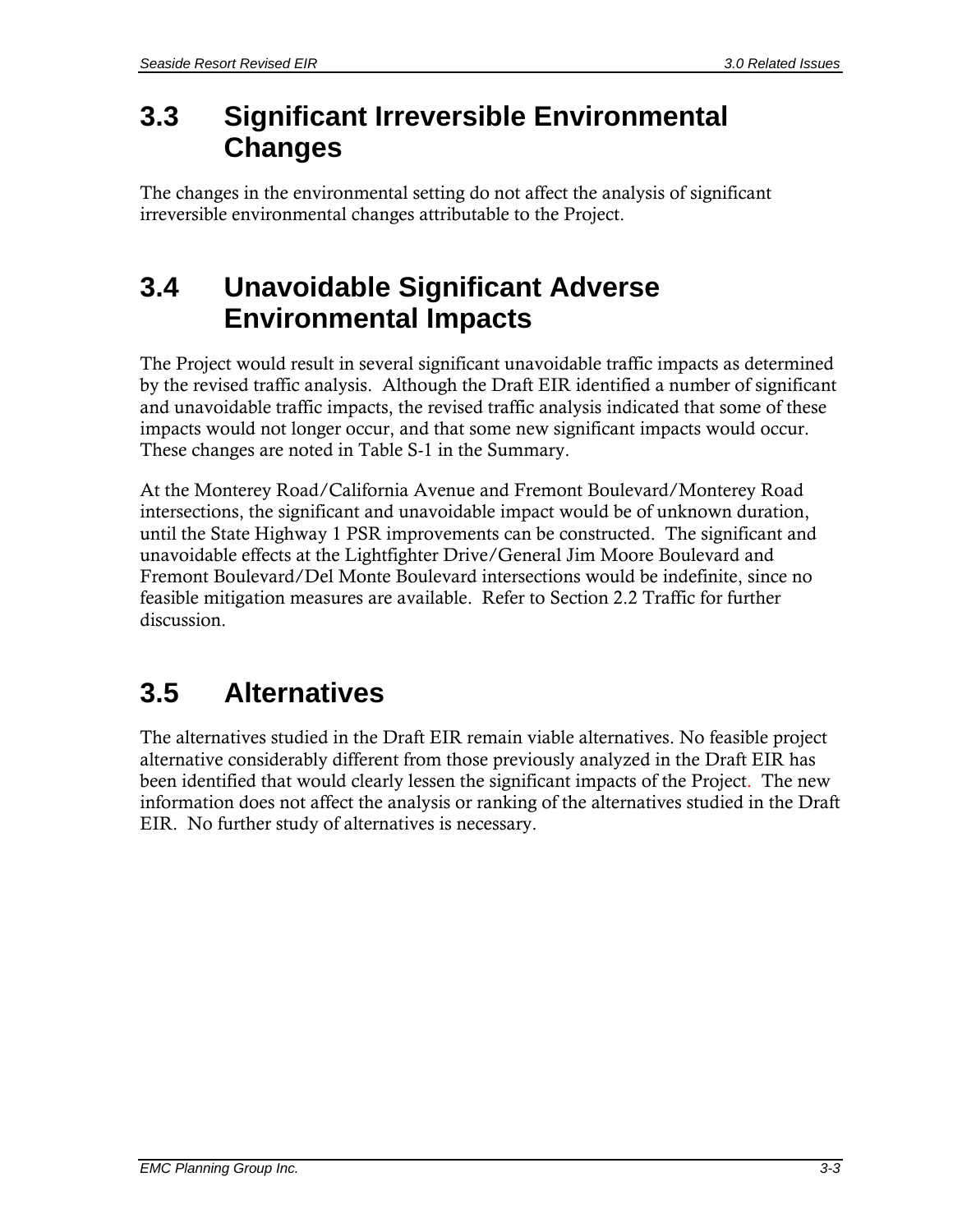## 3.3 Significant Irreversible Environmental Changes

The changes in the environmental setting do not affect the analysis of significant irreversible environmental changes attributable to the Project.

## 3.4 Unavoidable Significant Adverse Environmental Impacts

The Project would result in several significant unavoidable traffic impacts as determined by the revised traffic analysis. Although the Draft EIR identified a number of significant and unavoidable traffic impacts, the revised traffic analysis indicated that some of these impacts would not longer occur, and that some new significant impacts would occur. These changes are noted in Table S-1 in the Summary.

At the Monterey Road/California Avenue and Fremont Boulevard/Monterey Road intersections, the significant and unavoidable impact would be of unknown duration, until the State Highway 1 PSR improvements can be constructed. The significant and unavoidable effects at the Lightfighter Drive/General Jim Moore Boulevard and Fremont Boulevard/Del Monte Boulevard intersections would be indefinite, since no feasible mitigation measures are available. Refer to Section 2.2 Traffic for further discussion.

## 3.5 Alternatives

The alternatives studied in the Draft EIR remain viable alternatives. No feasible project alternative considerably different from those previously analyzed in the Draft EIR has been identified that would clearly lessen the significant impacts of the Project. The new information does not affect the analysis or ranking of the alternatives studied in the Draft EIR. No further study of alternatives is necessary.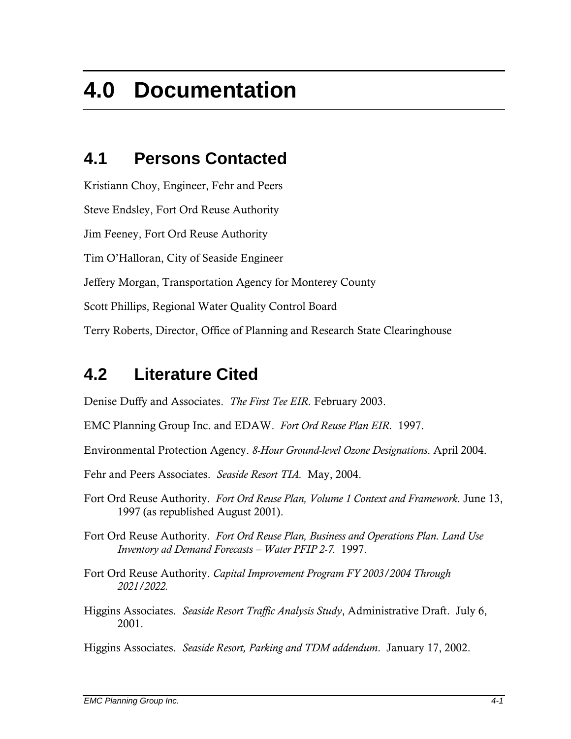# 4.0 Documentation

## 4.1 Persons Contacted

Kristiann Choy, Engineer, Fehr and Peers

Steve Endsley, Fort Ord Reuse Authority

Jim Feeney, Fort Ord Reuse Authority

Tim O'Halloran, City of Seaside Engineer

Jeffery Morgan, Transportation Agency for Monterey County

Scott Phillips, Regional Water Quality Control Board

Terry Roberts, Director, Office of Planning and Research State Clearinghouse

## 4.2 Literature Cited

Denise Duffy and Associates. *The First Tee EIR.* February 2003.

EMC Planning Group Inc. and EDAW. *Fort Ord Reuse Plan EIR.* 1997.

Environmental Protection Agency. *8-Hour Ground-level Ozone Designations*. April 2004.

Fehr and Peers Associates. *Seaside Resort TIA.* May, 2004.

Fort Ord Reuse Authority. *Fort Ord Reuse Plan, Volume 1 Context and Framework*. June 13, 1997 (as republished August 2001).

Fort Ord Reuse Authority. *Fort Ord Reuse Plan, Business and Operations Plan. Land Use Inventory ad Demand Forecasts – Water PFIP 2-7.* 1997.

Fort Ord Reuse Authority. *Capital Improvement Program FY 2003/2004 Through 2021/2022.*

Higgins Associates. *Seaside Resort Traffic Analysis Study*, Administrative Draft. July 6, 2001.

Higgins Associates. *Seaside Resort, Parking and TDM addendum*. January 17, 2002.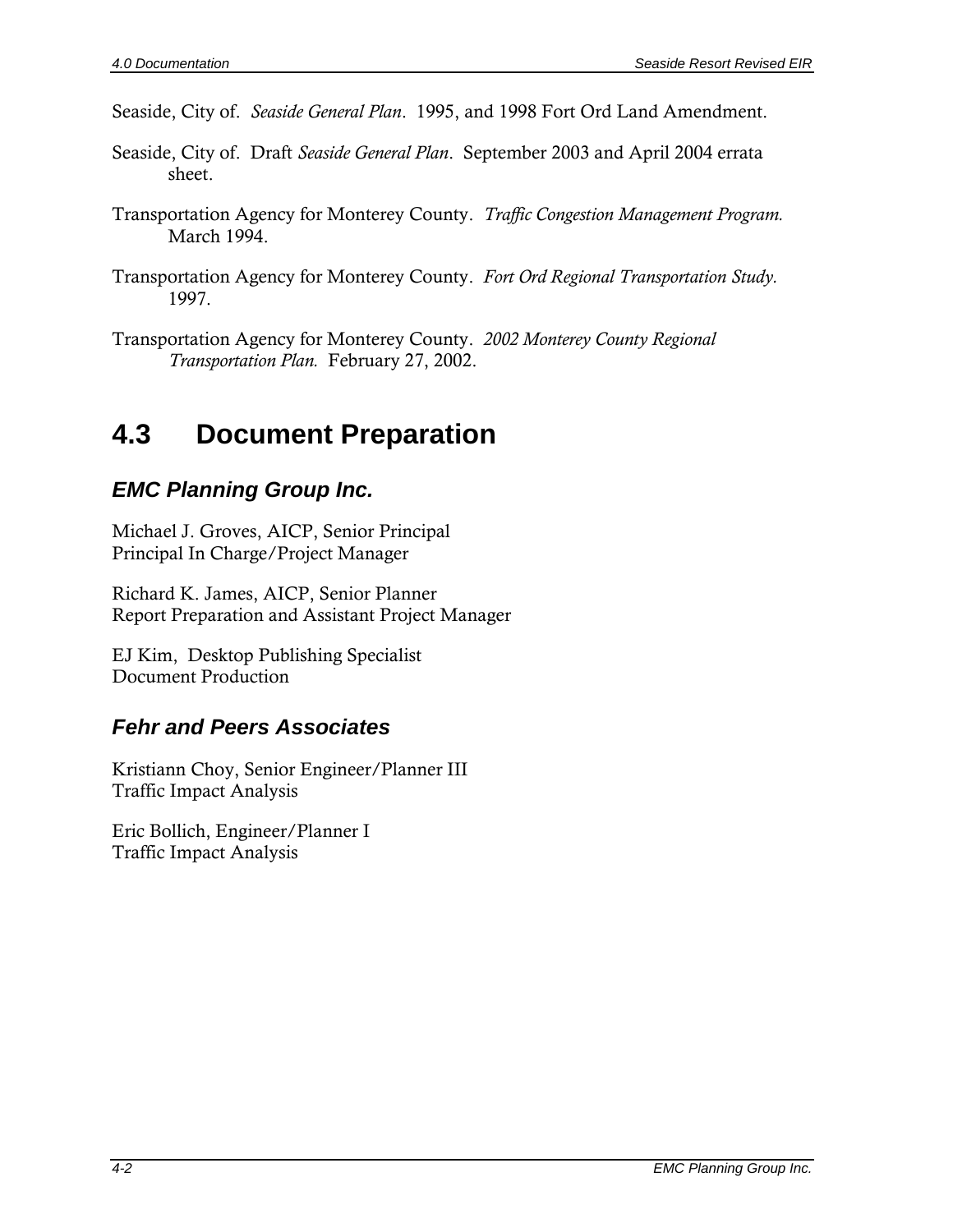Seaside, City of. *Seaside General Plan*. 1995, and 1998 Fort Ord Land Amendment.

Seaside, City of. Draft *Seaside General Plan*. September 2003 and April 2004 errata sheet.

Transportation Agency for Monterey County. *Traffic Congestion Management Program.* March 1994.

Transportation Agency for Monterey County. *Fort Ord Regional Transportation Study.* 1997.

Transportation Agency for Monterey County. *2002 Monterey County Regional Transportation Plan.* February 27, 2002.

## 4.3 Document Preparation

### *EMC Planning Group Inc.*

Michael J. Groves, AICP, Senior Principal
Principal In Charge/Project Manager

Richard K. James, AICP, Senior Planner
Report Preparation and Assistant Project Manager

EJ Kim, Desktop Publishing Specialist
Document Production

### *Fehr and Peers Associates*

Kristiann Choy, Senior Engineer/Planner III
Traffic Impact Analysis

Eric Bollich, Engineer/Planner I
Traffic Impact Analysis